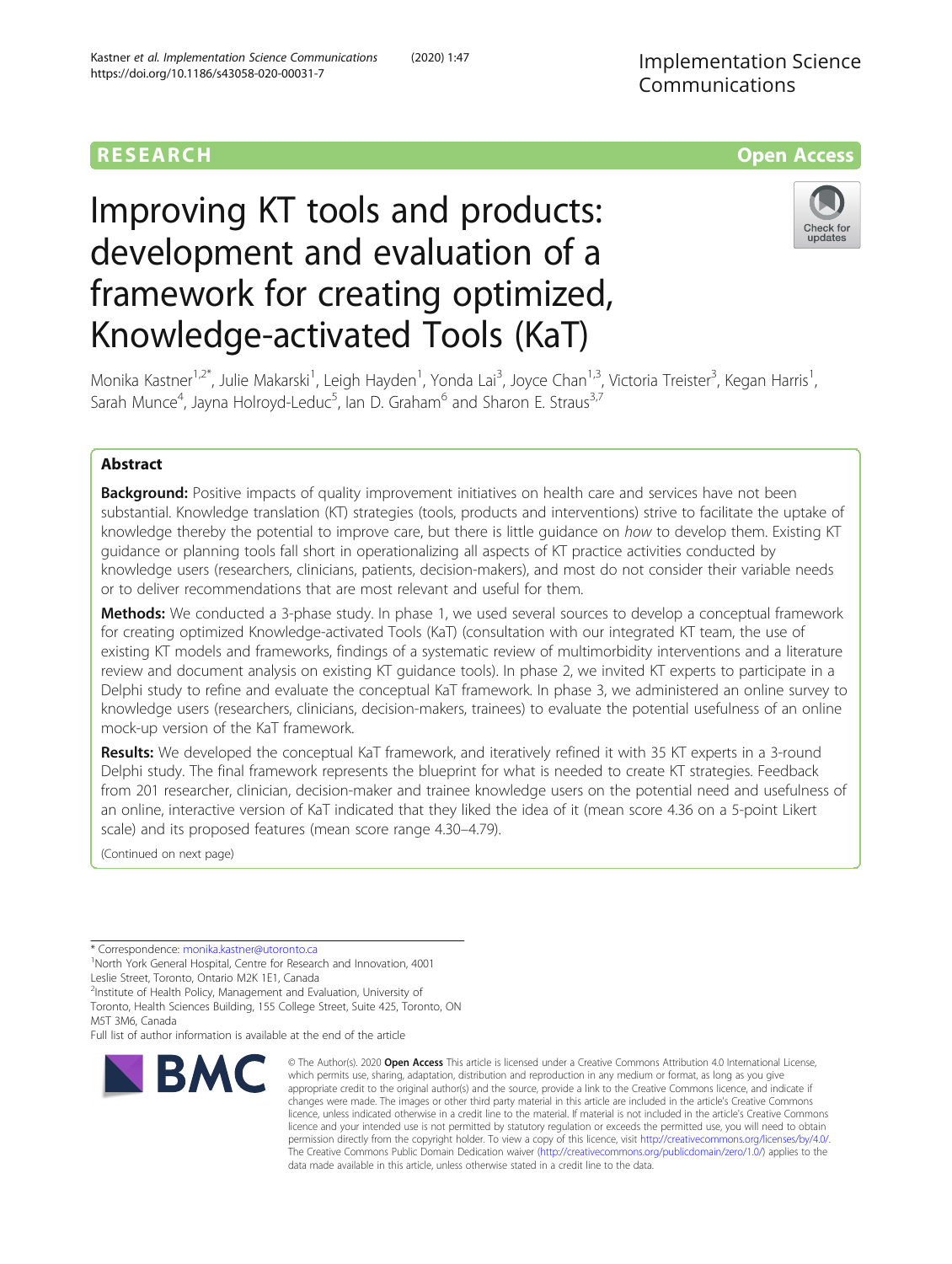RESEARCH

Open Access

# Improving KT tools and products: development and evaluation of a framework for creating optimized, Knowledge-activated Tools (KaT)

Monika Kastner[1,2*], Julie Makarski[1], Leigh Hayden[1], Yonda Lai[3], Joyce Chan[1,3], Victoria Treister[3], Kegan Harris[1], Sarah Munce[4], Jayna Holroyd-Leduc[5], Ian D. Graham[6] and Sharon E. Straus[3,7]

## Abstract

**Background:** Positive impacts of quality improvement initiatives on health care and services have not been substantial. Knowledge translation (KT) strategies (tools, products and interventions) strive to facilitate the uptake of knowledge thereby the potential to improve care, but there is little guidance on *how* to develop them. Existing KT guidance or planning tools fall short in operationalizing all aspects of KT practice activities conducted by knowledge users (researchers, clinicians, patients, decision-makers), and most do not consider their variable needs or to deliver recommendations that are most relevant and useful for them.

**Methods:** We conducted a 3-phase study. In phase 1, we used several sources to develop a conceptual framework for creating optimized Knowledge-activated Tools (KaT) (consultation with our integrated KT team, the use of existing KT models and frameworks, findings of a systematic review of multimorbidity interventions and a literature review and document analysis on existing KT guidance tools). In phase 2, we invited KT experts to participate in a Delphi study to refine and evaluate the conceptual KaT framework. In phase 3, we administered an online survey to knowledge users (researchers, clinicians, decision-makers, trainees) to evaluate the potential usefulness of an online mock-up version of the KaT framework.

**Results:** We developed the conceptual KaT framework, and iteratively refined it with 35 KT experts in a 3-round Delphi study. The final framework represents the blueprint for what is needed to create KT strategies. Feedback from 201 researcher, clinician, decision-maker and trainee knowledge users on the potential need and usefulness of an online, interactive version of KaT indicated that they liked the idea of it (mean score 4.36 on a 5-point Likert scale) and its proposed features (mean score range 4.30–4.79).

(Continued on next page)

\* Correspondence: monika.kastner@utoronto.ca
[1]North York General Hospital, Centre for Research and Innovation, 4001 Leslie Street, Toronto, Ontario M2K 1E1, Canada
[2]Institute of Health Policy, Management and Evaluation, University of Toronto, Health Sciences Building, 155 College Street, Suite 425, Toronto, ON M5T 3M6, Canada
Full list of author information is available at the end of the article

© The Author(s). 2020 **Open Access** This article is licensed under a Creative Commons Attribution 4.0 International License, which permits use, sharing, adaptation, distribution and reproduction in any medium or format, as long as you give appropriate credit to the original author(s) and the source, provide a link to the Creative Commons licence, and indicate if changes were made. The images or other third party material in this article are included in the article's Creative Commons licence, unless indicated otherwise in a credit line to the material. If material is not included in the article's Creative Commons licence and your intended use is not permitted by statutory regulation or exceeds the permitted use, you will need to obtain permission directly from the copyright holder. To view a copy of this licence, visit http://creativecommons.org/licenses/by/4.0/. The Creative Commons Public Domain Dedication waiver (http://creativecommons.org/publicdomain/zero/1.0/) applies to the data made available in this article, unless otherwise stated in a credit line to the data.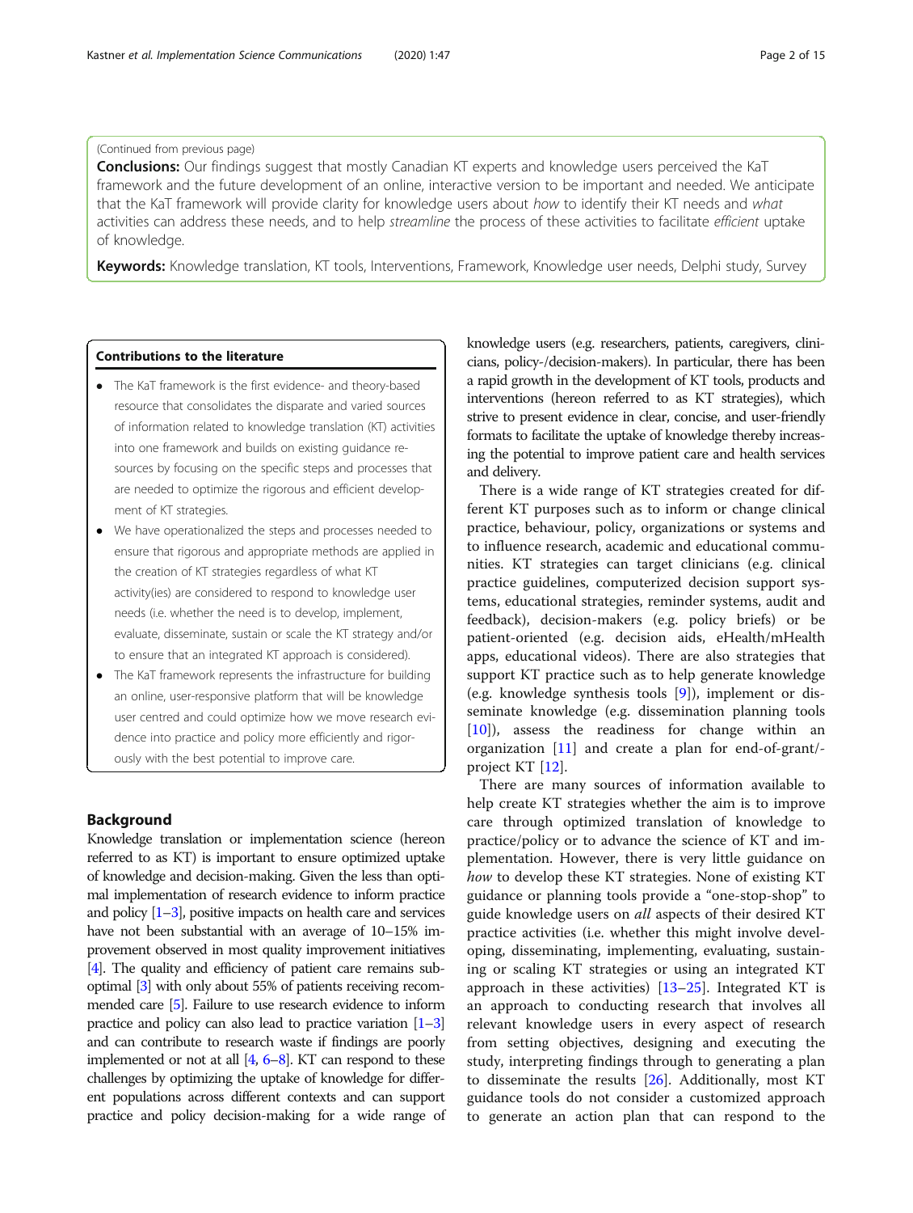(Continued from previous page)

**Conclusions:** Our findings suggest that mostly Canadian KT experts and knowledge users perceived the KaT framework and the future development of an online, interactive version to be important and needed. We anticipate that the KaT framework will provide clarity for knowledge users about *how* to identify their KT needs and *what* activities can address these needs, and to help *streamline* the process of these activities to facilitate *efficient* uptake of knowledge.

**Keywords:** Knowledge translation, KT tools, Interventions, Framework, Knowledge user needs, Delphi study, Survey

**Contributions to the literature**

- The KaT framework is the first evidence- and theory-based resource that consolidates the disparate and varied sources of information related to knowledge translation (KT) activities into one framework and builds on existing guidance resources by focusing on the specific steps and processes that are needed to optimize the rigorous and efficient development of KT strategies.
- We have operationalized the steps and processes needed to ensure that rigorous and appropriate methods are applied in the creation of KT strategies regardless of what KT activity(ies) are considered to respond to knowledge user needs (i.e. whether the need is to develop, implement, evaluate, disseminate, sustain or scale the KT strategy and/or to ensure that an integrated KT approach is considered).
- The KaT framework represents the infrastructure for building an online, user-responsive platform that will be knowledge user centred and could optimize how we move research evidence into practice and policy more efficiently and rigorously with the best potential to improve care.

## Background

Knowledge translation or implementation science (hereon referred to as KT) is important to ensure optimized uptake of knowledge and decision-making. Given the less than optimal implementation of research evidence to inform practice and policy [1–3], positive impacts on health care and services have not been substantial with an average of 10–15% improvement observed in most quality improvement initiatives [4]. The quality and efficiency of patient care remains suboptimal [3] with only about 55% of patients receiving recommended care [5]. Failure to use research evidence to inform practice and policy can also lead to practice variation [1–3] and can contribute to research waste if findings are poorly implemented or not at all [4, 6–8]. KT can respond to these challenges by optimizing the uptake of knowledge for different populations across different contexts and can support practice and policy decision-making for a wide range of knowledge users (e.g. researchers, patients, caregivers, clinicians, policy-/decision-makers). In particular, there has been a rapid growth in the development of KT tools, products and interventions (hereon referred to as KT strategies), which strive to present evidence in clear, concise, and user-friendly formats to facilitate the uptake of knowledge thereby increasing the potential to improve patient care and health services and delivery.

There is a wide range of KT strategies created for different KT purposes such as to inform or change clinical practice, behaviour, policy, organizations or systems and to influence research, academic and educational communities. KT strategies can target clinicians (e.g. clinical practice guidelines, computerized decision support systems, educational strategies, reminder systems, audit and feedback), decision-makers (e.g. policy briefs) or be patient-oriented (e.g. decision aids, eHealth/mHealth apps, educational videos). There are also strategies that support KT practice such as to help generate knowledge (e.g. knowledge synthesis tools [9]), implement or disseminate knowledge (e.g. dissemination planning tools [10]), assess the readiness for change within an organization [11] and create a plan for end-of-grant/-project KT [12].

There are many sources of information available to help create KT strategies whether the aim is to improve care through optimized translation of knowledge to practice/policy or to advance the science of KT and implementation. However, there is very little guidance on *how* to develop these KT strategies. None of existing KT guidance or planning tools provide a "one-stop-shop" to guide knowledge users on *all* aspects of their desired KT practice activities (i.e. whether this might involve developing, disseminating, implementing, evaluating, sustaining or scaling KT strategies or using an integrated KT approach in these activities) [13–25]. Integrated KT is an approach to conducting research that involves all relevant knowledge users in every aspect of research from setting objectives, designing and executing the study, interpreting findings through to generating a plan to disseminate the results [26]. Additionally, most KT guidance tools do not consider a customized approach to generate an action plan that can respond to the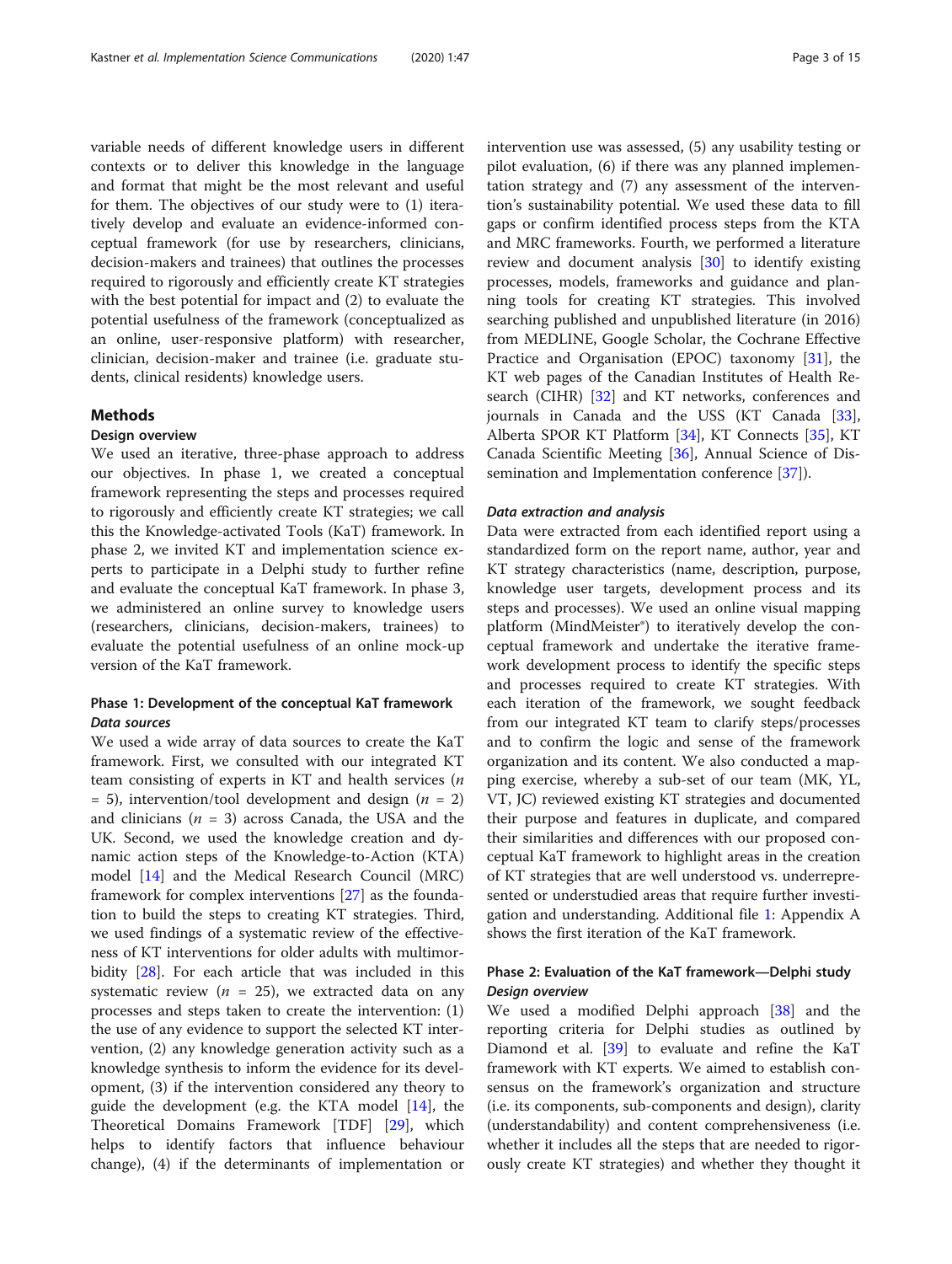variable needs of different knowledge users in different contexts or to deliver this knowledge in the language and format that might be the most relevant and useful for them. The objectives of our study were to (1) iteratively develop and evaluate an evidence-informed conceptual framework (for use by researchers, clinicians, decision-makers and trainees) that outlines the processes required to rigorously and efficiently create KT strategies with the best potential for impact and (2) to evaluate the potential usefulness of the framework (conceptualized as an online, user-responsive platform) with researcher, clinician, decision-maker and trainee (i.e. graduate students, clinical residents) knowledge users.

## Methods

### Design overview

We used an iterative, three-phase approach to address our objectives. In phase 1, we created a conceptual framework representing the steps and processes required to rigorously and efficiently create KT strategies; we call this the Knowledge-activated Tools (KaT) framework. In phase 2, we invited KT and implementation science experts to participate in a Delphi study to further refine and evaluate the conceptual KaT framework. In phase 3, we administered an online survey to knowledge users (researchers, clinicians, decision-makers, trainees) to evaluate the potential usefulness of an online mock-up version of the KaT framework.

### Phase 1: Development of the conceptual KaT framework

#### *Data sources*

We used a wide array of data sources to create the KaT framework. First, we consulted with our integrated KT team consisting of experts in KT and health services ($n$ = 5), intervention/tool development and design ($n$ = 2) and clinicians ($n$ = 3) across Canada, the USA and the UK. Second, we used the knowledge creation and dynamic action steps of the Knowledge-to-Action (KTA) model [14] and the Medical Research Council (MRC) framework for complex interventions [27] as the foundation to build the steps to creating KT strategies. Third, we used findings of a systematic review of the effectiveness of KT interventions for older adults with multimorbidity [28]. For each article that was included in this systematic review ($n$ = 25), we extracted data on any processes and steps taken to create the intervention: (1) the use of any evidence to support the selected KT intervention, (2) any knowledge generation activity such as a knowledge synthesis to inform the evidence for its development, (3) if the intervention considered any theory to guide the development (e.g. the KTA model [14], the Theoretical Domains Framework [TDF] [29], which helps to identify factors that influence behaviour change), (4) if the determinants of implementation or intervention use was assessed, (5) any usability testing or pilot evaluation, (6) if there was any planned implementation strategy and (7) any assessment of the intervention's sustainability potential. We used these data to fill gaps or confirm identified process steps from the KTA and MRC frameworks. Fourth, we performed a literature review and document analysis [30] to identify existing processes, models, frameworks and guidance and planning tools for creating KT strategies. This involved searching published and unpublished literature (in 2016) from MEDLINE, Google Scholar, the Cochrane Effective Practice and Organisation (EPOC) taxonomy [31], the KT web pages of the Canadian Institutes of Health Research (CIHR) [32] and KT networks, conferences and journals in Canada and the USS (KT Canada [33], Alberta SPOR KT Platform [34], KT Connects [35], KT Canada Scientific Meeting [36], Annual Science of Dissemination and Implementation conference [37]).

#### *Data extraction and analysis*

Data were extracted from each identified report using a standardized form on the report name, author, year and KT strategy characteristics (name, description, purpose, knowledge user targets, development process and its steps and processes). We used an online visual mapping platform (MindMeister®) to iteratively develop the conceptual framework and undertake the iterative framework development process to identify the specific steps and processes required to create KT strategies. With each iteration of the framework, we sought feedback from our integrated KT team to clarify steps/processes and to confirm the logic and sense of the framework organization and its content. We also conducted a mapping exercise, whereby a sub-set of our team (MK, YL, VT, JC) reviewed existing KT strategies and documented their purpose and features in duplicate, and compared their similarities and differences with our proposed conceptual KaT framework to highlight areas in the creation of KT strategies that are well understood vs. underrepresented or understudied areas that require further investigation and understanding. Additional file 1: Appendix A shows the first iteration of the KaT framework.

### Phase 2: Evaluation of the KaT framework—Delphi study

#### *Design overview*

We used a modified Delphi approach [38] and the reporting criteria for Delphi studies as outlined by Diamond et al. [39] to evaluate and refine the KaT framework with KT experts. We aimed to establish consensus on the framework's organization and structure (i.e. its components, sub-components and design), clarity (understandability) and content comprehensiveness (i.e. whether it includes all the steps that are needed to rigorously create KT strategies) and whether they thought it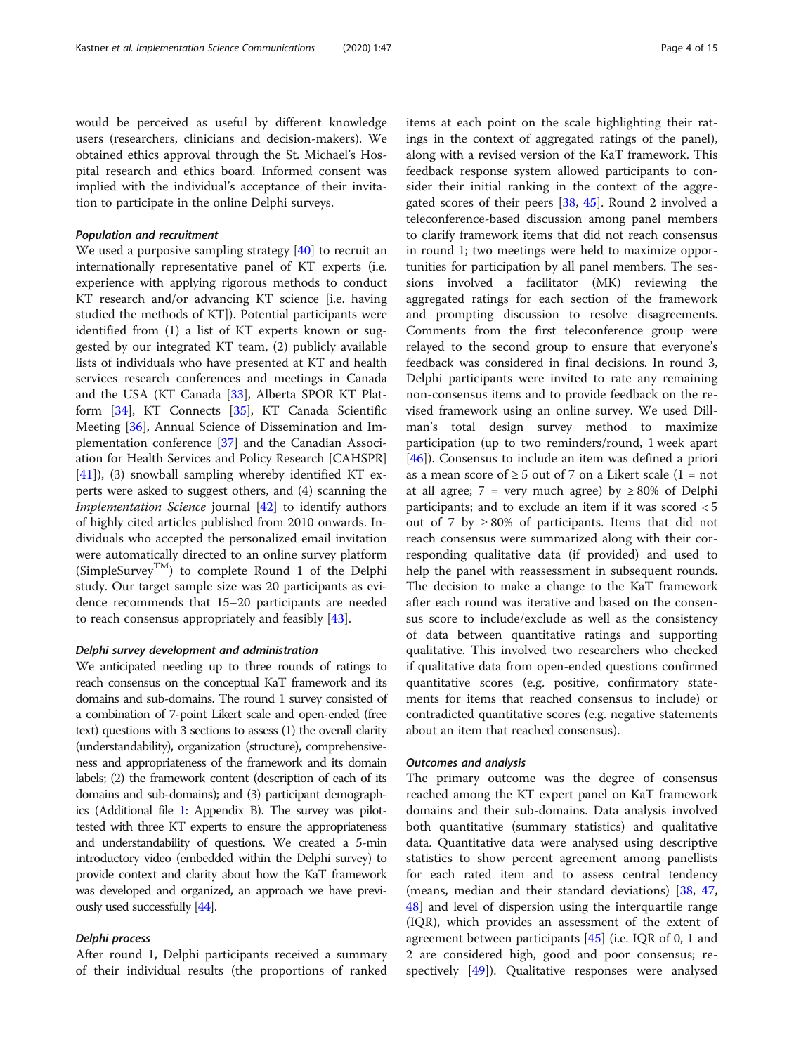would be perceived as useful by different knowledge users (researchers, clinicians and decision-makers). We obtained ethics approval through the St. Michael's Hospital research and ethics board. Informed consent was implied with the individual's acceptance of their invitation to participate in the online Delphi surveys.

### *Population and recruitment*

We used a purposive sampling strategy [40] to recruit an internationally representative panel of KT experts (i.e. experience with applying rigorous methods to conduct KT research and/or advancing KT science [i.e. having studied the methods of KT]). Potential participants were identified from (1) a list of KT experts known or suggested by our integrated KT team, (2) publicly available lists of individuals who have presented at KT and health services research conferences and meetings in Canada and the USA (KT Canada [33], Alberta SPOR KT Platform [34], KT Connects [35], KT Canada Scientific Meeting [36], Annual Science of Dissemination and Implementation conference [37] and the Canadian Association for Health Services and Policy Research [CAHSPR] [41]), (3) snowball sampling whereby identified KT experts were asked to suggest others, and (4) scanning the *Implementation Science* journal [42] to identify authors of highly cited articles published from 2010 onwards. Individuals who accepted the personalized email invitation were automatically directed to an online survey platform (SimpleSurvey™) to complete Round 1 of the Delphi study. Our target sample size was 20 participants as evidence recommends that 15–20 participants are needed to reach consensus appropriately and feasibly [43].

### *Delphi survey development and administration*

We anticipated needing up to three rounds of ratings to reach consensus on the conceptual KaT framework and its domains and sub-domains. The round 1 survey consisted of a combination of 7-point Likert scale and open-ended (free text) questions with 3 sections to assess (1) the overall clarity (understandability), organization (structure), comprehensiveness and appropriateness of the framework and its domain labels; (2) the framework content (description of each of its domains and sub-domains); and (3) participant demographics (Additional file 1: Appendix B). The survey was pilot-tested with three KT experts to ensure the appropriateness and understandability of questions. We created a 5-min introductory video (embedded within the Delphi survey) to provide context and clarity about how the KaT framework was developed and organized, an approach we have previously used successfully [44].

### *Delphi process*

After round 1, Delphi participants received a summary of their individual results (the proportions of ranked items at each point on the scale highlighting their ratings in the context of aggregated ratings of the panel), along with a revised version of the KaT framework. This feedback response system allowed participants to consider their initial ranking in the context of the aggregated scores of their peers [38, 45]. Round 2 involved a teleconference-based discussion among panel members to clarify framework items that did not reach consensus in round 1; two meetings were held to maximize opportunities for participation by all panel members. The sessions involved a facilitator (MK) reviewing the aggregated ratings for each section of the framework and prompting discussion to resolve disagreements. Comments from the first teleconference group were relayed to the second group to ensure that everyone's feedback was considered in final decisions. In round 3, Delphi participants were invited to rate any remaining non-consensus items and to provide feedback on the revised framework using an online survey. We used Dillman's total design survey method to maximize participation (up to two reminders/round, 1 week apart [46]). Consensus to include an item was defined a priori as a mean score of ≥ 5 out of 7 on a Likert scale (1 = not at all agree; 7 = very much agree) by ≥ 80% of Delphi participants; and to exclude an item if it was scored < 5 out of 7 by ≥ 80% of participants. Items that did not reach consensus were summarized along with their corresponding qualitative data (if provided) and used to help the panel with reassessment in subsequent rounds. The decision to make a change to the KaT framework after each round was iterative and based on the consensus score to include/exclude as well as the consistency of data between quantitative ratings and supporting qualitative. This involved two researchers who checked if qualitative data from open-ended questions confirmed quantitative scores (e.g. positive, confirmatory statements for items that reached consensus to include) or contradicted quantitative scores (e.g. negative statements about an item that reached consensus).

### *Outcomes and analysis*

The primary outcome was the degree of consensus reached among the KT expert panel on KaT framework domains and their sub-domains. Data analysis involved both quantitative (summary statistics) and qualitative data. Quantitative data were analysed using descriptive statistics to show percent agreement among panellists for each rated item and to assess central tendency (means, median and their standard deviations) [38, 47, 48] and level of dispersion using the interquartile range (IQR), which provides an assessment of the extent of agreement between participants [45] (i.e. IQR of 0, 1 and 2 are considered high, good and poor consensus; respectively [49]). Qualitative responses were analysed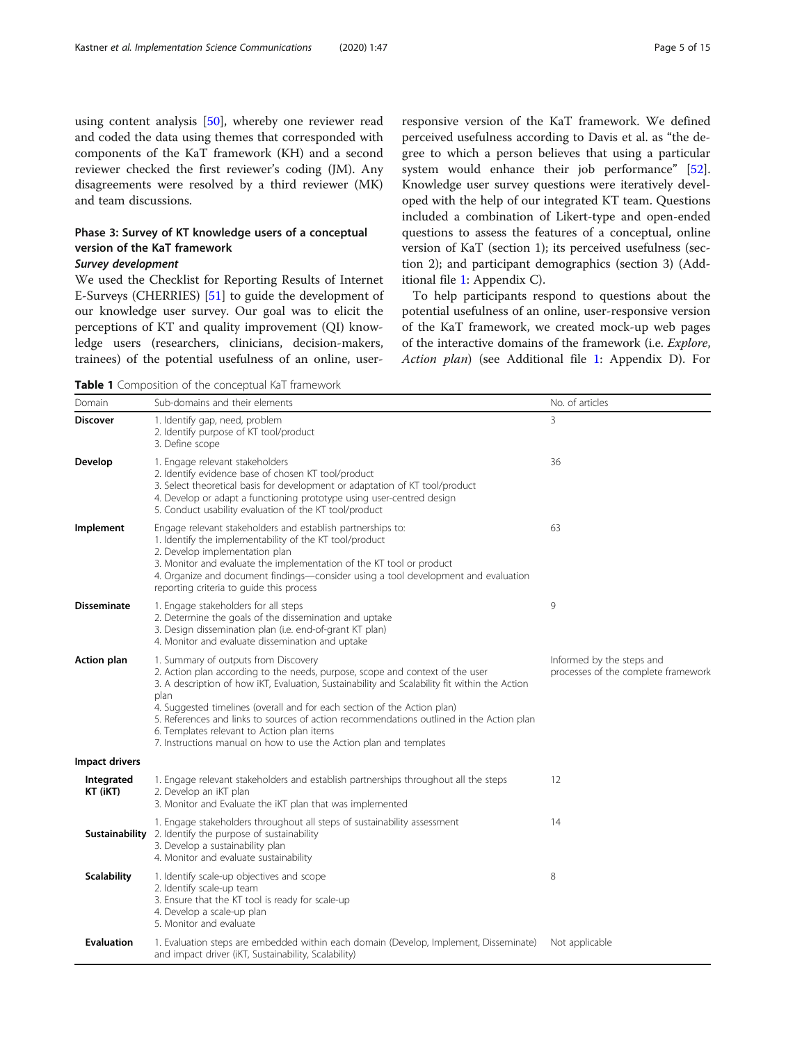using content analysis [50], whereby one reviewer read and coded the data using themes that corresponded with components of the KaT framework (KH) and a second reviewer checked the first reviewer's coding (JM). Any disagreements were resolved by a third reviewer (MK) and team discussions.

## Phase 3: Survey of KT knowledge users of a conceptual version of the KaT framework

### *Survey development*

We used the Checklist for Reporting Results of Internet E-Surveys (CHERRIES) [51] to guide the development of our knowledge user survey. Our goal was to elicit the perceptions of KT and quality improvement (QI) knowledge users (researchers, clinicians, decision-makers, trainees) of the potential usefulness of an online, user-responsive version of the KaT framework. We defined perceived usefulness according to Davis et al. as "the degree to which a person believes that using a particular system would enhance their job performance" [52]. Knowledge user survey questions were iteratively developed with the help of our integrated KT team. Questions included a combination of Likert-type and open-ended questions to assess the features of a conceptual, online version of KaT (section 1); its perceived usefulness (section 2); and participant demographics (section 3) (Additional file 1: Appendix C).

To help participants respond to questions about the potential usefulness of an online, user-responsive version of the KaT framework, we created mock-up web pages of the interactive domains of the framework (i.e. *Explore*, *Action plan*) (see Additional file 1: Appendix D). For

**Table 1** Composition of the conceptual KaT framework

| Domain | Sub-domains and their elements | No. of articles |
|---|---|---|
| **Discover** | 1. Identify gap, need, problem<br>2. Identify purpose of KT tool/product<br>3. Define scope | 3 |
| **Develop** | 1. Engage relevant stakeholders<br>2. Identify evidence base of chosen KT tool/product<br>3. Select theoretical basis for development or adaptation of KT tool/product<br>4. Develop or adapt a functioning prototype using user-centred design<br>5. Conduct usability evaluation of the KT tool/product | 36 |
| **Implement** | Engage relevant stakeholders and establish partnerships to:<br>1. Identify the implementability of the KT tool/product<br>2. Develop implementation plan<br>3. Monitor and evaluate the implementation of the KT tool or product<br>4. Organize and document findings—consider using a tool development and evaluation reporting criteria to guide this process | 63 |
| **Disseminate** | 1. Engage stakeholders for all steps<br>2. Determine the goals of the dissemination and uptake<br>3. Design dissemination plan (i.e. end-of-grant KT plan)<br>4. Monitor and evaluate dissemination and uptake | 9 |
| **Action plan** | 1. Summary of outputs from Discovery<br>2. Action plan according to the needs, purpose, scope and context of the user<br>3. A description of how iKT, Evaluation, Sustainability and Scalability fit within the Action plan<br>4. Suggested timelines (overall and for each section of the Action plan)<br>5. References and links to sources of action recommendations outlined in the Action plan<br>6. Templates relevant to Action plan items<br>7. Instructions manual on how to use the Action plan and templates | Informed by the steps and processes of the complete framework |
| **Impact drivers** | | |
| **Integrated KT (iKT)** | 1. Engage relevant stakeholders and establish partnerships throughout all the steps<br>2. Develop an iKT plan<br>3. Monitor and Evaluate the iKT plan that was implemented | 12 |
| **Sustainability** | 1. Engage stakeholders throughout all steps of sustainability assessment<br>2. Identify the purpose of sustainability<br>3. Develop a sustainability plan<br>4. Monitor and evaluate sustainability | 14 |
| **Scalability** | 1. Identify scale-up objectives and scope<br>2. Identify scale-up team<br>3. Ensure that the KT tool is ready for scale-up<br>4. Develop a scale-up plan<br>5. Monitor and evaluate | 8 |
| **Evaluation** | 1. Evaluation steps are embedded within each domain (Develop, Implement, Disseminate) and impact driver (iKT, Sustainability, Scalability) | Not applicable |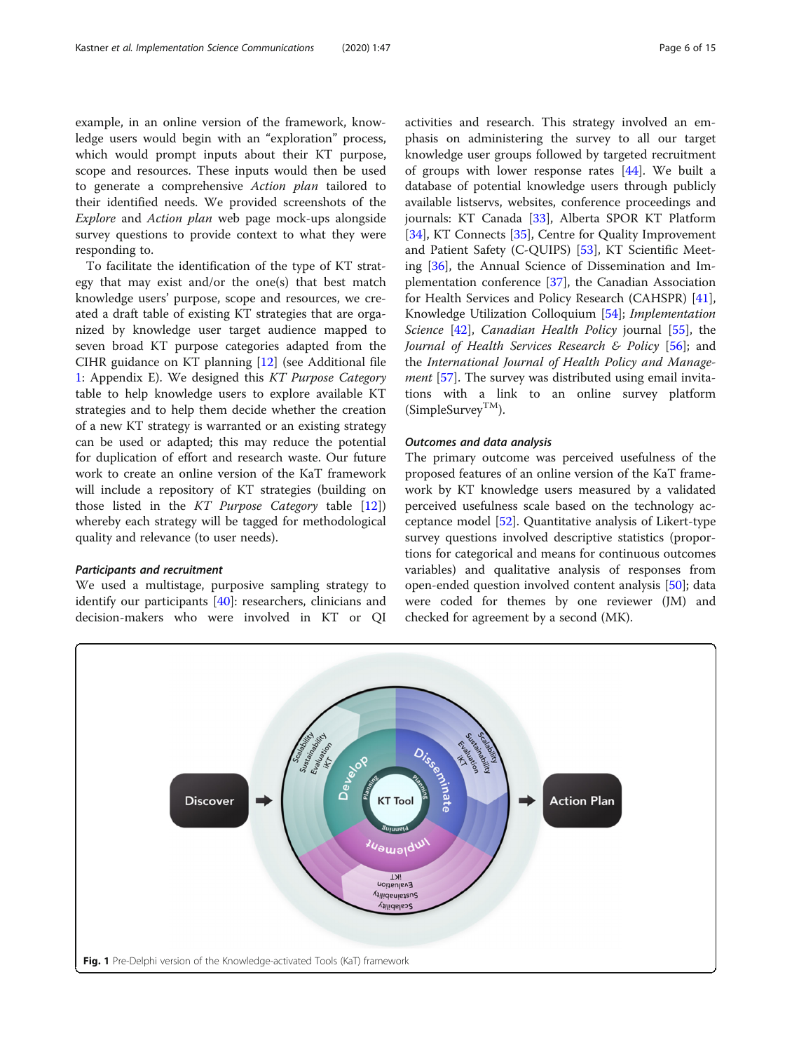example, in an online version of the framework, knowledge users would begin with an "exploration" process, which would prompt inputs about their KT purpose, scope and resources. These inputs would then be used to generate a comprehensive *Action plan* tailored to their identified needs. We provided screenshots of the *Explore* and *Action plan* web page mock-ups alongside survey questions to provide context to what they were responding to.

To facilitate the identification of the type of KT strategy that may exist and/or the one(s) that best match knowledge users' purpose, scope and resources, we created a draft table of existing KT strategies that are organized by knowledge user target audience mapped to seven broad KT purpose categories adapted from the CIHR guidance on KT planning [12] (see Additional file 1: Appendix E). We designed this *KT Purpose Category* table to help knowledge users to explore available KT strategies and to help them decide whether the creation of a new KT strategy is warranted or an existing strategy can be used or adapted; this may reduce the potential for duplication of effort and research waste. Our future work to create an online version of the KaT framework will include a repository of KT strategies (building on those listed in the *KT Purpose Category* table [12]) whereby each strategy will be tagged for methodological quality and relevance (to user needs).

#### *Participants and recruitment*

We used a multistage, purposive sampling strategy to identify our participants [40]: researchers, clinicians and decision-makers who were involved in KT or QI activities and research. This strategy involved an emphasis on administering the survey to all our target knowledge user groups followed by targeted recruitment of groups with lower response rates [44]. We built a database of potential knowledge users through publicly available listservs, websites, conference proceedings and journals: KT Canada [33], Alberta SPOR KT Platform [34], KT Connects [35], Centre for Quality Improvement and Patient Safety (C-QUIPS) [53], KT Scientific Meeting [36], the Annual Science of Dissemination and Implementation conference [37], the Canadian Association for Health Services and Policy Research (CAHSPR) [41], Knowledge Utilization Colloquium [54]; *Implementation Science* [42], *Canadian Health Policy* journal [55], the *Journal of Health Services Research & Policy* [56]; and the *International Journal of Health Policy and Management* [57]. The survey was distributed using email invitations with a link to an online survey platform (SimpleSurvey™).

#### *Outcomes and data analysis*

The primary outcome was perceived usefulness of the proposed features of an online version of the KaT framework by KT knowledge users measured by a validated perceived usefulness scale based on the technology acceptance model [52]. Quantitative analysis of Likert-type survey questions involved descriptive statistics (proportions for categorical and means for continuous outcomes variables) and qualitative analysis of responses from open-ended question involved content analysis [50]; data were coded for themes by one reviewer (JM) and checked for agreement by a second (MK).

**Fig. 1** Pre-Delphi version of the Knowledge-activated Tools (KaT) framework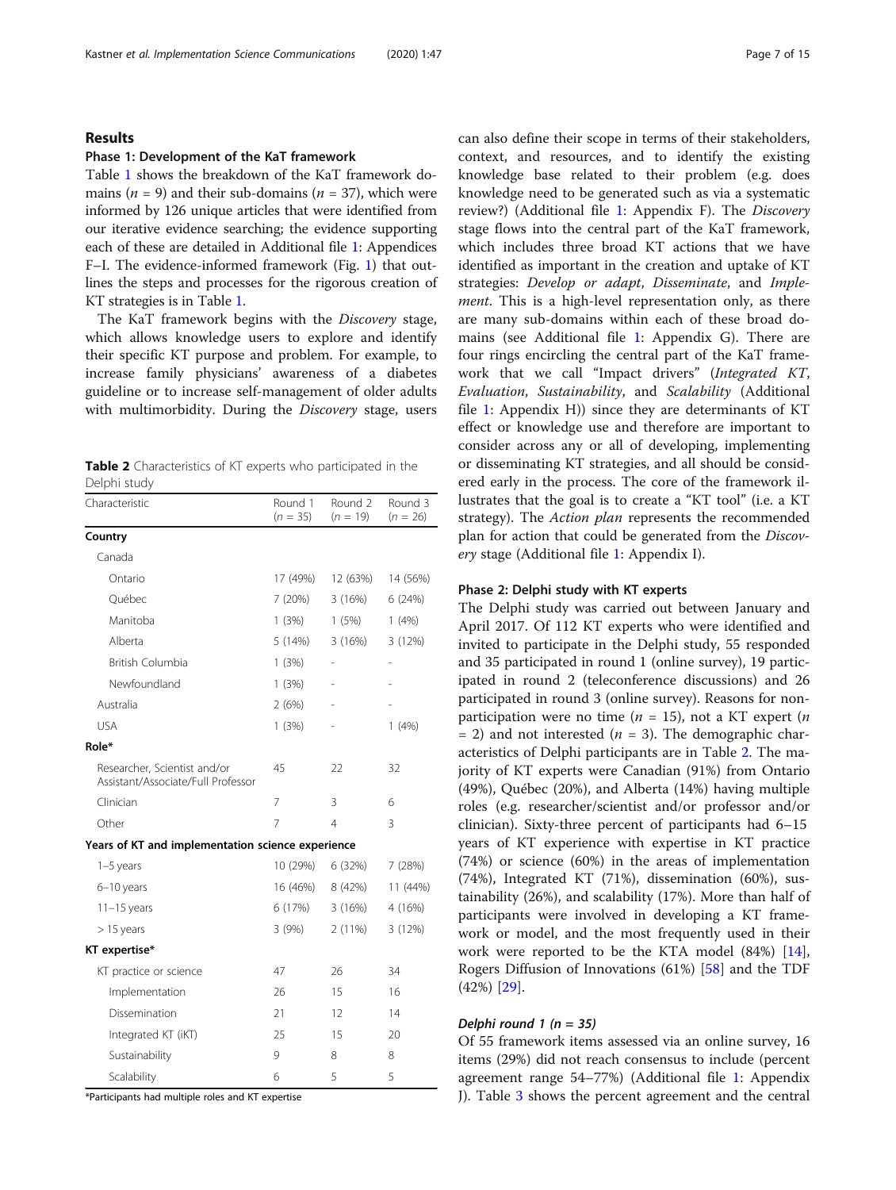## Results

### Phase 1: Development of the KaT framework

Table 1 shows the breakdown of the KaT framework domains ($n$ = 9) and their sub-domains ($n$ = 37), which were informed by 126 unique articles that were identified from our iterative evidence searching; the evidence supporting each of these are detailed in Additional file 1: Appendices F–I. The evidence-informed framework (Fig. 1) that outlines the steps and processes for the rigorous creation of KT strategies is in Table 1.

The KaT framework begins with the *Discovery* stage, which allows knowledge users to explore and identify their specific KT purpose and problem. For example, to increase family physicians' awareness of a diabetes guideline or to increase self-management of older adults with multimorbidity. During the *Discovery* stage, users can also define their scope in terms of their stakeholders, context, and resources, and to identify the existing knowledge base related to their problem (e.g. does knowledge need to be generated such as via a systematic review?) (Additional file 1: Appendix F). The *Discovery* stage flows into the central part of the KaT framework, which includes three broad KT actions that we have identified as important in the creation and uptake of KT strategies: *Develop or adapt*, *Disseminate*, and *Implement*. This is a high-level representation only, as there are many sub-domains within each of these broad domains (see Additional file 1: Appendix G). There are four rings encircling the central part of the KaT framework that we call "Impact drivers" (*Integrated KT*, *Evaluation*, *Sustainability*, and *Scalability* (Additional file 1: Appendix H)) since they are determinants of KT effect or knowledge use and therefore are important to consider across any or all of developing, implementing or disseminating KT strategies, and all should be considered early in the process. The core of the framework illustrates that the goal is to create a "KT tool" (i.e. a KT strategy). The *Action plan* represents the recommended plan for action that could be generated from the *Discovery* stage (Additional file 1: Appendix I).

**Table 2** Characteristics of KT experts who participated in the Delphi study

| Characteristic | Round 1 ($n$ = 35) | Round 2 ($n$ = 19) | Round 3 ($n$ = 26) |
|---|---|---|---|
| **Country** | | | |
| Canada | | | |
| Ontario | 17 (49%) | 12 (63%) | 14 (56%) |
| Québec | 7 (20%) | 3 (16%) | 6 (24%) |
| Manitoba | 1 (3%) | 1 (5%) | 1 (4%) |
| Alberta | 5 (14%) | 3 (16%) | 3 (12%) |
| British Columbia | 1 (3%) | - | - |
| Newfoundland | 1 (3%) | - | - |
| Australia | 2 (6%) | - | - |
| USA | 1 (3%) | - | 1 (4%) |
| **Role*** | | | |
| Researcher, Scientist and/or Assistant/Associate/Full Professor | 45 | 22 | 32 |
| Clinician | 7 | 3 | 6 |
| Other | 7 | 4 | 3 |
| **Years of KT and implementation science experience** | | | |
| 1–5 years | 10 (29%) | 6 (32%) | 7 (28%) |
| 6–10 years | 16 (46%) | 8 (42%) | 11 (44%) |
| 11–15 years | 6 (17%) | 3 (16%) | 4 (16%) |
| > 15 years | 3 (9%) | 2 (11%) | 3 (12%) |
| **KT expertise*** | | | |
| KT practice or science | 47 | 26 | 34 |
| Implementation | 26 | 15 | 16 |
| Dissemination | 21 | 12 | 14 |
| Integrated KT (iKT) | 25 | 15 | 20 |
| Sustainability | 9 | 8 | 8 |
| Scalability | 6 | 5 | 5 |

*Participants had multiple roles and KT expertise

### Phase 2: Delphi study with KT experts

The Delphi study was carried out between January and April 2017. Of 112 KT experts who were identified and invited to participate in the Delphi study, 55 responded and 35 participated in round 1 (online survey), 19 participated in round 2 (teleconference discussions) and 26 participated in round 3 (online survey). Reasons for non-participation were no time ($n$ = 15), not a KT expert ($n$ = 2) and not interested ($n$ = 3). The demographic characteristics of Delphi participants are in Table 2. The majority of KT experts were Canadian (91%) from Ontario (49%), Québec (20%), and Alberta (14%) having multiple roles (e.g. researcher/scientist and/or professor and/or clinician). Sixty-three percent of participants had 6–15 years of KT experience with expertise in KT practice (74%) or science (60%) in the areas of implementation (74%), Integrated KT (71%), dissemination (60%), sustainability (26%), and scalability (17%). More than half of participants were involved in developing a KT framework or model, and the most frequently used in their work were reported to be the KTA model (84%) [14], Rogers Diffusion of Innovations (61%) [58] and the TDF (42%) [29].

#### *Delphi round 1 (n = 35)*

Of 55 framework items assessed via an online survey, 16 items (29%) did not reach consensus to include (percent agreement range 54–77%) (Additional file 1: Appendix J). Table 3 shows the percent agreement and the central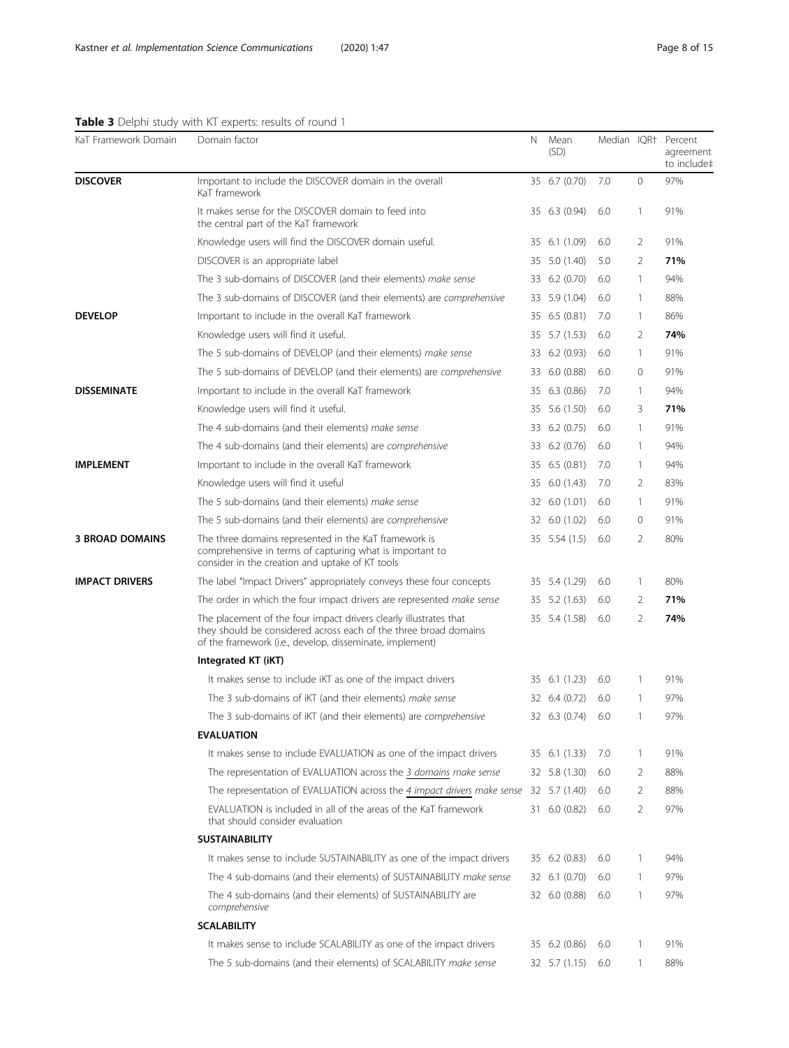**Table 3** Delphi study with KT experts: results of round 1

| KaT Framework Domain | Domain factor | N | Mean (SD) | Median | IQR† | Percent agreement to include‡ |
|---|---|---|---|---|---|---|
| **DISCOVER** | Important to include the DISCOVER domain in the overall KaT framework | 35 | 6.7 (0.70) | 7.0 | 0 | 97% |
| | It makes sense for the DISCOVER domain to feed into the central part of the KaT framework | 35 | 6.3 (0.94) | 6.0 | 1 | 91% |
| | Knowledge users will find the DISCOVER domain useful. | 35 | 6.1 (1.09) | 6.0 | 2 | 91% |
| | DISCOVER is an appropriate label | 35 | 5.0 (1.40) | 5.0 | 2 | **71%** |
| | The 3 sub-domains of DISCOVER (and their elements) *make sense* | 33 | 6.2 (0.70) | 6.0 | 1 | 94% |
| | The 3 sub-domains of DISCOVER (and their elements) are *comprehensive* | 33 | 5.9 (1.04) | 6.0 | 1 | 88% |
| **DEVELOP** | Important to include in the overall KaT framework | 35 | 6.5 (0.81) | 7.0 | 1 | 86% |
| | Knowledge users will find it useful. | 35 | 5.7 (1.53) | 6.0 | 2 | **74%** |
| | The 5 sub-domains of DEVELOP (and their elements) *make sense* | 33 | 6.2 (0.93) | 6.0 | 1 | 91% |
| | The 5 sub-domains of DEVELOP (and their elements) are *comprehensive* | 33 | 6.0 (0.88) | 6.0 | 0 | 91% |
| **DISSEMINATE** | Important to include in the overall KaT framework | 35 | 6.3 (0.86) | 7.0 | 1 | 94% |
| | Knowledge users will find it useful. | 35 | 5.6 (1.50) | 6.0 | 3 | **71%** |
| | The 4 sub-domains (and their elements) *make sense* | 33 | 6.2 (0.75) | 6.0 | 1 | 91% |
| | The 4 sub-domains (and their elements) are *comprehensive* | 33 | 6.2 (0.76) | 6.0 | 1 | 94% |
| **IMPLEMENT** | Important to include in the overall KaT framework | 35 | 6.5 (0.81) | 7.0 | 1 | 94% |
| | Knowledge users will find it useful | 35 | 6.0 (1.43) | 7.0 | 2 | 83% |
| | The 5 sub-domains (and their elements) *make sense* | 32 | 6.0 (1.01) | 6.0 | 1 | 91% |
| | The 5 sub-domains (and their elements) are *comprehensive* | 32 | 6.0 (1.02) | 6.0 | 0 | 91% |
| **3 BROAD DOMAINS** | The three domains represented in the KaT framework is comprehensive in terms of capturing what is important to consider in the creation and uptake of KT tools | 35 | 5.54 (1.5) | 6.0 | 2 | 80% |
| **IMPACT DRIVERS** | The label "Impact Drivers" appropriately conveys these four concepts | 35 | 5.4 (1.29) | 6.0 | 1 | 80% |
| | The order in which the four impact drivers are represented *make sense* | 35 | 5.2 (1.63) | 6.0 | 2 | **71%** |
| | The placement of the four impact drivers clearly illustrates that they should be considered across each of the three broad domains of the framework (i.e., develop, disseminate, implement) | 35 | 5.4 (1.58) | 6.0 | 2 | **74%** |
| | **Integrated KT (iKT)** | | | | | |
| | It makes sense to include iKT as one of the impact drivers | 35 | 6.1 (1.23) | 6.0 | 1 | 91% |
| | The 3 sub-domains of iKT (and their elements) *make sense* | 32 | 6.4 (0.72) | 6.0 | 1 | 97% |
| | The 3 sub-domains of iKT (and their elements) are *comprehensive* | 32 | 6.3 (0.74) | 6.0 | 1 | 97% |
| | **EVALUATION** | | | | | |
| | It makes sense to include EVALUATION as one of the impact drivers | 35 | 6.1 (1.33) | 7.0 | 1 | 91% |
| | The representation of EVALUATION across the 3 domains make sense | 32 | 5.8 (1.30) | 6.0 | 2 | 88% |
| | The representation of EVALUATION across the *4 impact drivers make sense* | 32 | 5.7 (1.40) | 6.0 | 2 | 88% |
| | EVALUATION is included in all of the areas of the KaT framework that should consider evaluation | 31 | 6.0 (0.82) | 6.0 | 2 | 97% |
| | **SUSTAINABILITY** | | | | | |
| | It makes sense to include SUSTAINABILITY as one of the impact drivers | 35 | 6.2 (0.83) | 6.0 | 1 | 94% |
| | The 4 sub-domains (and their elements) of SUSTAINABILITY *make sense* | 32 | 6.1 (0.70) | 6.0 | 1 | 97% |
| | The 4 sub-domains (and their elements) of SUSTAINABILITY are *comprehensive* | 32 | 6.0 (0.88) | 6.0 | 1 | 97% |
| | **SCALABILITY** | | | | | |
| | It makes sense to include SCALABILITY as one of the impact drivers | 35 | 6.2 (0.86) | 6.0 | 1 | 91% |
| | The 5 sub-domains (and their elements) of SCALABILITY *make sense* | 32 | 5.7 (1.15) | 6.0 | 1 | 88% |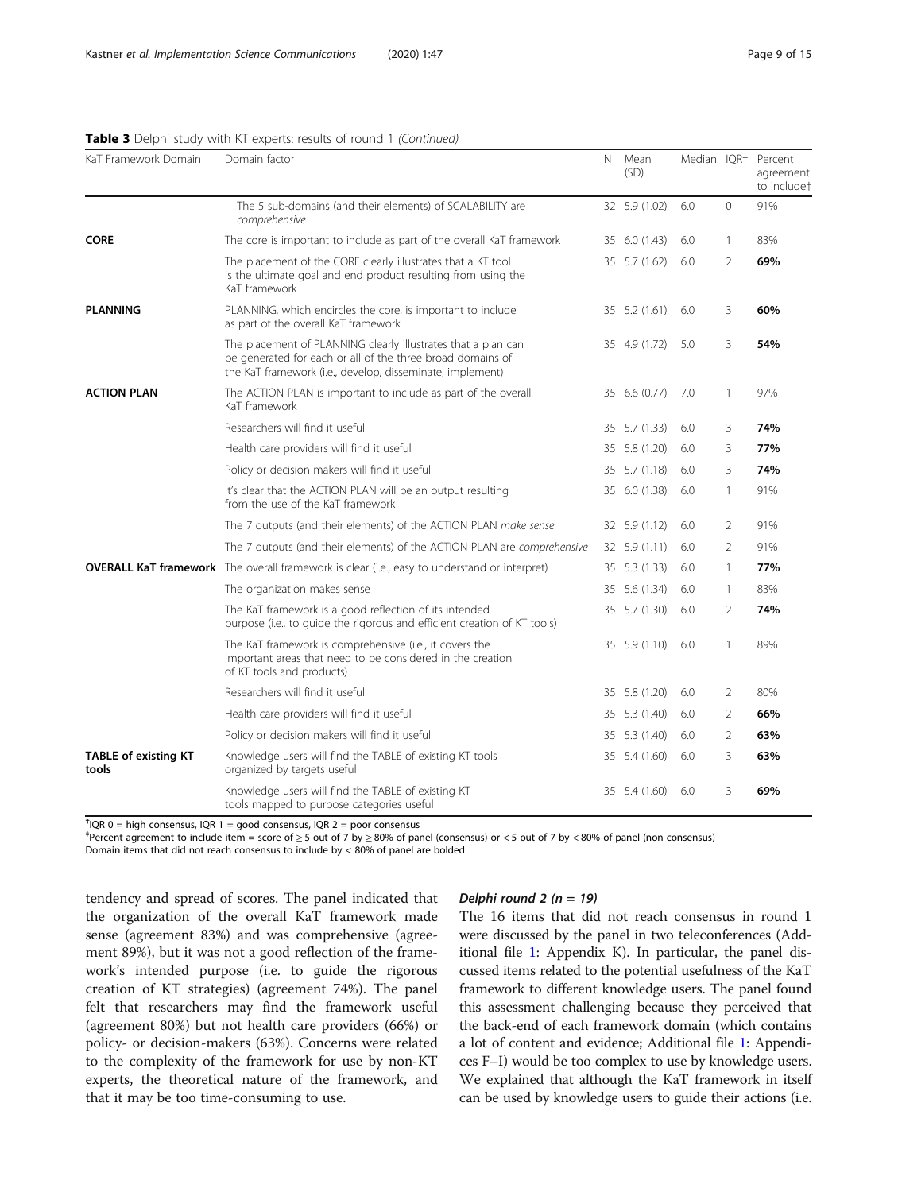**Table 3** Delphi study with KT experts: results of round 1 *(Continued)*

| KaT Framework Domain | Domain factor | N | Mean (SD) | Median | IQR† | Percent agreement to include‡ |
|---|---|---|---|---|---|---|
| | The 5 sub-domains (and their elements) of SCALABILITY are *comprehensive* | 32 | 5.9 (1.02) | 6.0 | 0 | 91% |
| **CORE** | The core is important to include as part of the overall KaT framework | 35 | 6.0 (1.43) | 6.0 | 1 | 83% |
| | The placement of the CORE clearly illustrates that a KT tool is the ultimate goal and end product resulting from using the KaT framework | 35 | 5.7 (1.62) | 6.0 | 2 | **69%** |
| **PLANNING** | PLANNING, which encircles the core, is important to include as part of the overall KaT framework | 35 | 5.2 (1.61) | 6.0 | 3 | **60%** |
| | The placement of PLANNING clearly illustrates that a plan can be generated for each or all of the three broad domains of the KaT framework (i.e., develop, disseminate, implement) | 35 | 4.9 (1.72) | 5.0 | 3 | **54%** |
| **ACTION PLAN** | The ACTION PLAN is important to include as part of the overall KaT framework | 35 | 6.6 (0.77) | 7.0 | 1 | 97% |
| | Researchers will find it useful | 35 | 5.7 (1.33) | 6.0 | 3 | **74%** |
| | Health care providers will find it useful | 35 | 5.8 (1.20) | 6.0 | 3 | **77%** |
| | Policy or decision makers will find it useful | 35 | 5.7 (1.18) | 6.0 | 3 | **74%** |
| | It's clear that the ACTION PLAN will be an output resulting from the use of the KaT framework | 35 | 6.0 (1.38) | 6.0 | 1 | 91% |
| | The 7 outputs (and their elements) of the ACTION PLAN *make sense* | 32 | 5.9 (1.12) | 6.0 | 2 | 91% |
| | The 7 outputs (and their elements) of the ACTION PLAN are *comprehensive* | 32 | 5.9 (1.11) | 6.0 | 2 | 91% |
| **OVERALL KaT framework** | The overall framework is clear (i.e., easy to understand or interpret) | 35 | 5.3 (1.33) | 6.0 | 1 | **77%** |
| | The organization makes sense | 35 | 5.6 (1.34) | 6.0 | 1 | 83% |
| | The KaT framework is a good reflection of its intended purpose (i.e., to guide the rigorous and efficient creation of KT tools) | 35 | 5.7 (1.30) | 6.0 | 2 | **74%** |
| | The KaT framework is comprehensive (i.e., it covers the important areas that need to be considered in the creation of KT tools and products) | 35 | 5.9 (1.10) | 6.0 | 1 | 89% |
| | Researchers will find it useful | 35 | 5.8 (1.20) | 6.0 | 2 | 80% |
| | Health care providers will find it useful | 35 | 5.3 (1.40) | 6.0 | 2 | **66%** |
| | Policy or decision makers will find it useful | 35 | 5.3 (1.40) | 6.0 | 2 | **63%** |
| **TABLE of existing KT tools** | Knowledge users will find the TABLE of existing KT tools organized by targets useful | 35 | 5.4 (1.60) | 6.0 | 3 | **63%** |
| | Knowledge users will find the TABLE of existing KT tools mapped to purpose categories useful | 35 | 5.4 (1.60) | 6.0 | 3 | **69%** |

†IQR 0 = high consensus, IQR 1 = good consensus, IQR 2 = poor consensus

‡Percent agreement to include item = score of ≥ 5 out of 7 by ≥ 80% of panel (consensus) or < 5 out of 7 by < 80% of panel (non-consensus)

Domain items that did not reach consensus to include by < 80% of panel are bolded

tendency and spread of scores. The panel indicated that the organization of the overall KaT framework made sense (agreement 83%) and was comprehensive (agreement 89%), but it was not a good reflection of the framework's intended purpose (i.e. to guide the rigorous creation of KT strategies) (agreement 74%). The panel felt that researchers may find the framework useful (agreement 80%) but not health care providers (66%) or policy- or decision-makers (63%). Concerns were related to the complexity of the framework for use by non-KT experts, the theoretical nature of the framework, and that it may be too time-consuming to use.

### *Delphi round 2 (n = 19)*

The 16 items that did not reach consensus in round 1 were discussed by the panel in two teleconferences (Additional file 1: Appendix K). In particular, the panel discussed items related to the potential usefulness of the KaT framework to different knowledge users. The panel found this assessment challenging because they perceived that the back-end of each framework domain (which contains a lot of content and evidence; Additional file 1: Appendices F–I) would be too complex to use by knowledge users. We explained that although the KaT framework in itself can be used by knowledge users to guide their actions (i.e.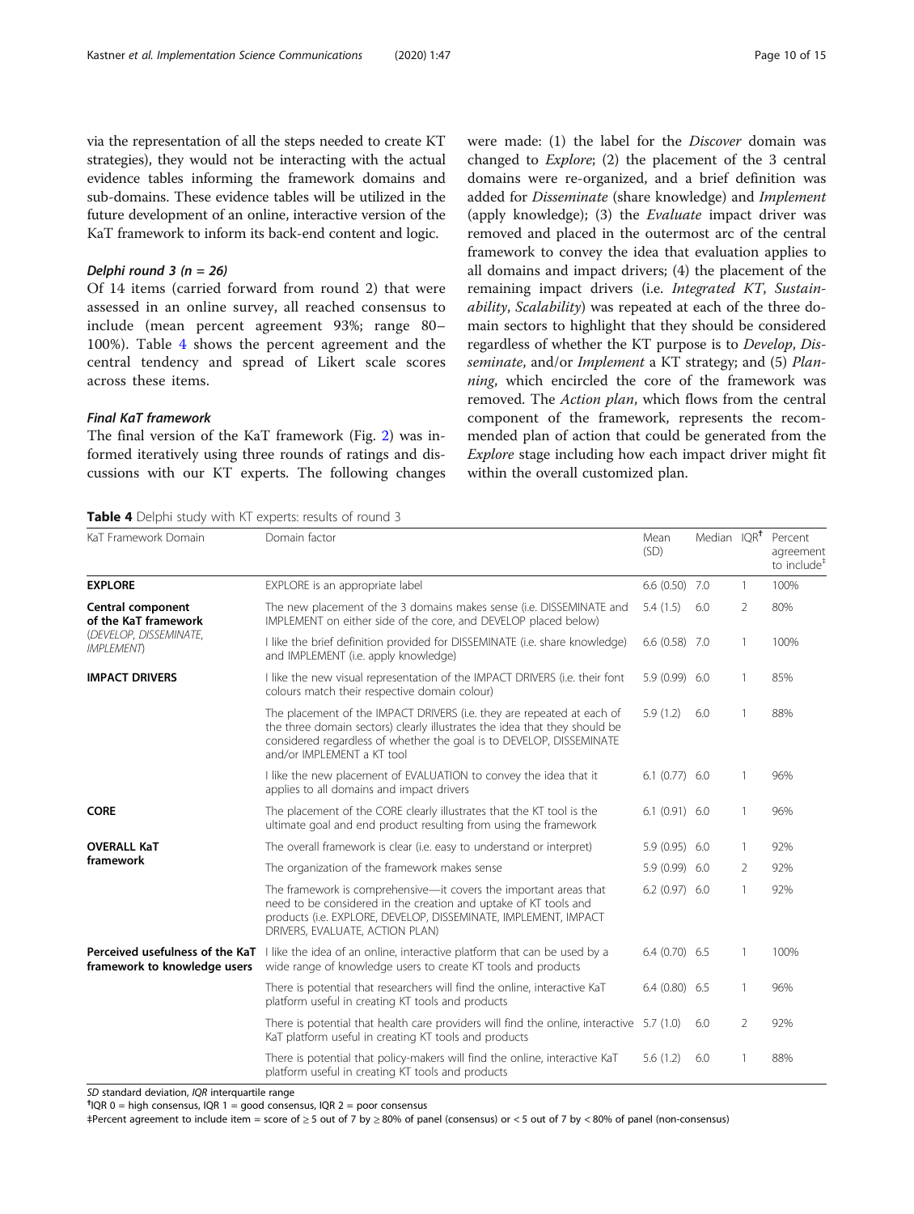via the representation of all the steps needed to create KT strategies), they would not be interacting with the actual evidence tables informing the framework domains and sub-domains. These evidence tables will be utilized in the future development of an online, interactive version of the KaT framework to inform its back-end content and logic.

#### Delphi round 3 (n = 26)

Of 14 items (carried forward from round 2) that were assessed in an online survey, all reached consensus to include (mean percent agreement 93%; range 80–100%). Table 4 shows the percent agreement and the central tendency and spread of Likert scale scores across these items.

#### Final KaT framework

The final version of the KaT framework (Fig. 2) was informed iteratively using three rounds of ratings and discussions with our KT experts. The following changes were made: (1) the label for the *Discover* domain was changed to *Explore*; (2) the placement of the 3 central domains were re-organized, and a brief definition was added for *Disseminate* (share knowledge) and *Implement* (apply knowledge); (3) the *Evaluate* impact driver was removed and placed in the outermost arc of the central framework to convey the idea that evaluation applies to all domains and impact drivers; (4) the placement of the remaining impact drivers (i.e. *Integrated KT*, *Sustainability*, *Scalability*) was repeated at each of the three domain sectors to highlight that they should be considered regardless of whether the KT purpose is to *Develop*, *Disseminate*, and/or *Implement* a KT strategy; and (5) *Planning*, which encircled the core of the framework was removed. The *Action plan*, which flows from the central component of the framework, represents the recommended plan of action that could be generated from the *Explore* stage including how each impact driver might fit within the overall customized plan.

**Table 4** Delphi study with KT experts: results of round 3

| KaT Framework Domain | Domain factor | Mean (SD) | Median | IQR[†] | Percent agreement to include[‡] |
|---|---|---|---|---|---|
| **EXPLORE** | EXPLORE is an appropriate label | 6.6 (0.50) | 7.0 | 1 | 100% |
| **Central component of the KaT framework** (*DEVELOP, DISSEMINATE, IMPLEMENT*) | The new placement of the 3 domains makes sense (i.e. DISSEMINATE and IMPLEMENT on either side of the core, and DEVELOP placed below) | 5.4 (1.5) | 6.0 | 2 | 80% |
| | I like the brief definition provided for DISSEMINATE (i.e. share knowledge) and IMPLEMENT (i.e. apply knowledge) | 6.6 (0.58) | 7.0 | 1 | 100% |
| **IMPACT DRIVERS** | I like the new visual representation of the IMPACT DRIVERS (i.e. their font colours match their respective domain colour) | 5.9 (0.99) | 6.0 | 1 | 85% |
| | The placement of the IMPACT DRIVERS (i.e. they are repeated at each of the three domain sectors) clearly illustrates the idea that they should be considered regardless of whether the goal is to DEVELOP, DISSEMINATE and/or IMPLEMENT a KT tool | 5.9 (1.2) | 6.0 | 1 | 88% |
| | I like the new placement of EVALUATION to convey the idea that it applies to all domains and impact drivers | 6.1 (0.77) | 6.0 | 1 | 96% |
| **CORE** | The placement of the CORE clearly illustrates that the KT tool is the ultimate goal and end product resulting from using the framework | 6.1 (0.91) | 6.0 | 1 | 96% |
| **OVERALL KaT framework** | The overall framework is clear (i.e. easy to understand or interpret) | 5.9 (0.95) | 6.0 | 1 | 92% |
| | The organization of the framework makes sense | 5.9 (0.99) | 6.0 | 2 | 92% |
| | The framework is comprehensive—it covers the important areas that need to be considered in the creation and uptake of KT tools and products (i.e. EXPLORE, DEVELOP, DISSEMINATE, IMPLEMENT, IMPACT DRIVERS, EVALUATE, ACTION PLAN) | 6.2 (0.97) | 6.0 | 1 | 92% |
| **Perceived usefulness of the KaT framework to knowledge users** | I like the idea of an online, interactive platform that can be used by a wide range of knowledge users to create KT tools and products | 6.4 (0.70) | 6.5 | 1 | 100% |
| | There is potential that researchers will find the online, interactive KaT platform useful in creating KT tools and products | 6.4 (0.80) | 6.5 | 1 | 96% |
| | There is potential that health care providers will find the online, interactive KaT platform useful in creating KT tools and products | 5.7 (1.0) | 6.0 | 2 | 92% |
| | There is potential that policy-makers will find the online, interactive KaT platform useful in creating KT tools and products | 5.6 (1.2) | 6.0 | 1 | 88% |

*SD* standard deviation, *IQR* interquartile range

†IQR 0 = high consensus, IQR 1 = good consensus, IQR 2 = poor consensus

‡Percent agreement to include item = score of ≥ 5 out of 7 by ≥ 80% of panel (consensus) or < 5 out of 7 by < 80% of panel (non-consensus)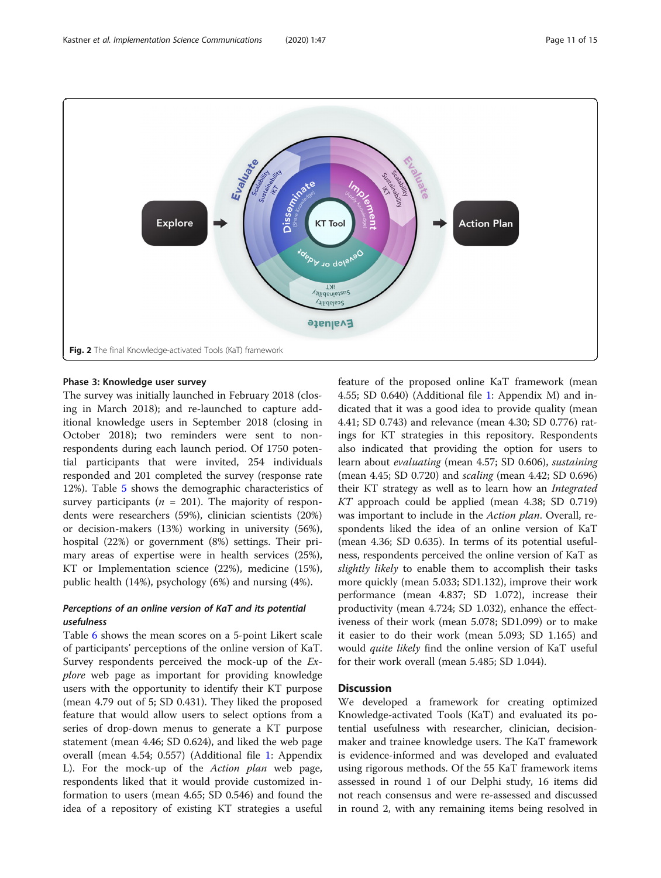Fig. 2 The final Knowledge-activated Tools (KaT) framework

### Phase 3: Knowledge user survey

The survey was initially launched in February 2018 (closing in March 2018); and re-launched to capture additional knowledge users in September 2018 (closing in October 2018); two reminders were sent to non-respondents during each launch period. Of 1750 potential participants that were invited, 254 individuals responded and 201 completed the survey (response rate 12%). Table 5 shows the demographic characteristics of survey participants ($n$ = 201). The majority of respondents were researchers (59%), clinician scientists (20%) or decision-makers (13%) working in university (56%), hospital (22%) or government (8%) settings. Their primary areas of expertise were in health services (25%), KT or Implementation science (22%), medicine (15%), public health (14%), psychology (6%) and nursing (4%).

#### *Perceptions of an online version of KaT and its potential usefulness*

Table 6 shows the mean scores on a 5-point Likert scale of participants' perceptions of the online version of KaT. Survey respondents perceived the mock-up of the *Explore* web page as important for providing knowledge users with the opportunity to identify their KT purpose (mean 4.79 out of 5; SD 0.431). They liked the proposed feature that would allow users to select options from a series of drop-down menus to generate a KT purpose statement (mean 4.46; SD 0.624), and liked the web page overall (mean 4.54; 0.557) (Additional file 1: Appendix L). For the mock-up of the *Action plan* web page, respondents liked that it would provide customized information to users (mean 4.65; SD 0.546) and found the idea of a repository of existing KT strategies a useful feature of the proposed online KaT framework (mean 4.55; SD 0.640) (Additional file 1: Appendix M) and indicated that it was a good idea to provide quality (mean 4.41; SD 0.743) and relevance (mean 4.30; SD 0.776) ratings for KT strategies in this repository. Respondents also indicated that providing the option for users to learn about *evaluating* (mean 4.57; SD 0.606), *sustaining* (mean 4.45; SD 0.720) and *scaling* (mean 4.42; SD 0.696) their KT strategy as well as to learn how an *Integrated KT* approach could be applied (mean 4.38; SD 0.719) was important to include in the *Action plan*. Overall, respondents liked the idea of an online version of KaT (mean 4.36; SD 0.635). In terms of its potential usefulness, respondents perceived the online version of KaT as *slightly likely* to enable them to accomplish their tasks more quickly (mean 5.033; SD1.132), improve their work performance (mean 4.837; SD 1.072), increase their productivity (mean 4.724; SD 1.032), enhance the effectiveness of their work (mean 5.078; SD1.099) or to make it easier to do their work (mean 5.093; SD 1.165) and would *quite likely* find the online version of KaT useful for their work overall (mean 5.485; SD 1.044).

## Discussion

We developed a framework for creating optimized Knowledge-activated Tools (KaT) and evaluated its potential usefulness with researcher, clinician, decision-maker and trainee knowledge users. The KaT framework is evidence-informed and was developed and evaluated using rigorous methods. Of the 55 KaT framework items assessed in round 1 of our Delphi study, 16 items did not reach consensus and were re-assessed and discussed in round 2, with any remaining items being resolved in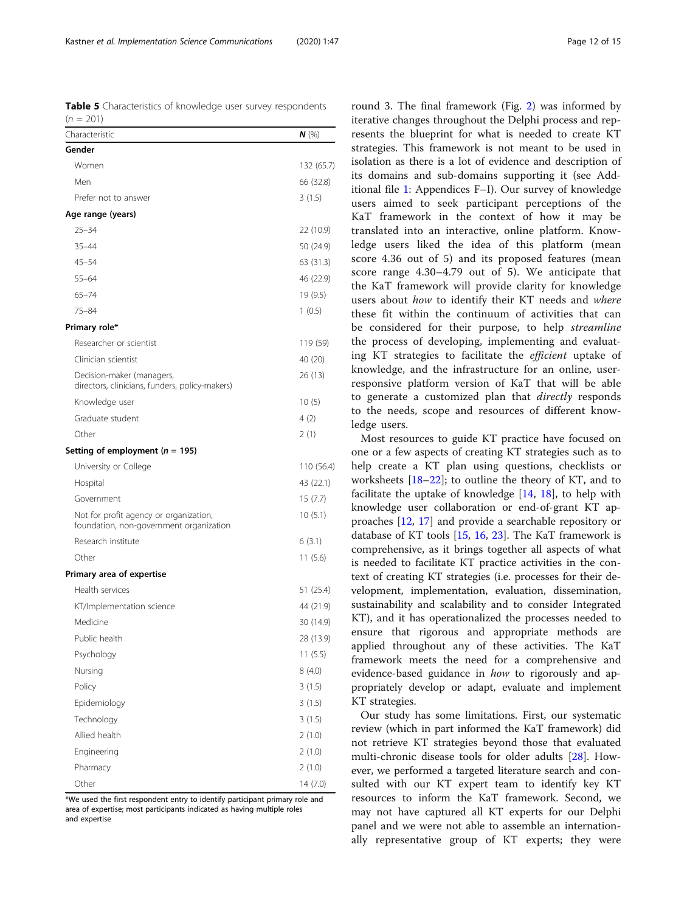**Table 5** Characteristics of knowledge user survey respondents ($n$ = 201)

| Characteristic | ***N*** (%) |
|---|---|
| **Gender** | |
| Women | 132 (65.7) |
| Men | 66 (32.8) |
| Prefer not to answer | 3 (1.5) |
| **Age range (years)** | |
| 25–34 | 22 (10.9) |
| 35–44 | 50 (24.9) |
| 45–54 | 63 (31.3) |
| 55–64 | 46 (22.9) |
| 65–74 | 19 (9.5) |
| 75–84 | 1 (0.5) |
| **Primary role*** | |
| Researcher or scientist | 119 (59) |
| Clinician scientist | 40 (20) |
| Decision-maker (managers, directors, clinicians, funders, policy-makers) | 26 (13) |
| Knowledge user | 10 (5) |
| Graduate student | 4 (2) |
| Other | 2 (1) |
| **Setting of employment ($n$ = 195)** | |
| University or College | 110 (56.4) |
| Hospital | 43 (22.1) |
| Government | 15 (7.7) |
| Not for profit agency or organization, foundation, non-government organization | 10 (5.1) |
| Research institute | 6 (3.1) |
| Other | 11 (5.6) |
| **Primary area of expertise** | |
| Health services | 51 (25.4) |
| KT/Implementation science | 44 (21.9) |
| Medicine | 30 (14.9) |
| Public health | 28 (13.9) |
| Psychology | 11 (5.5) |
| Nursing | 8 (4.0) |
| Policy | 3 (1.5) |
| Epidemiology | 3 (1.5) |
| Technology | 3 (1.5) |
| Allied health | 2 (1.0) |
| Engineering | 2 (1.0) |
| Pharmacy | 2 (1.0) |
| Other | 14 (7.0) |

*We used the first respondent entry to identify participant primary role and area of expertise; most participants indicated as having multiple roles and expertise

round 3. The final framework (Fig. 2) was informed by iterative changes throughout the Delphi process and represents the blueprint for what is needed to create KT strategies. This framework is not meant to be used in isolation as there is a lot of evidence and description of its domains and sub-domains supporting it (see Additional file 1: Appendices F–I). Our survey of knowledge users aimed to seek participant perceptions of the KaT framework in the context of how it may be translated into an interactive, online platform. Knowledge users liked the idea of this platform (mean score 4.36 out of 5) and its proposed features (mean score range 4.30–4.79 out of 5). We anticipate that the KaT framework will provide clarity for knowledge users about *how* to identify their KT needs and *where* these fit within the continuum of activities that can be considered for their purpose, to help *streamline* the process of developing, implementing and evaluating KT strategies to facilitate the *efficient* uptake of knowledge, and the infrastructure for an online, user-responsive platform version of KaT that will be able to generate a customized plan that *directly* responds to the needs, scope and resources of different knowledge users.

Most resources to guide KT practice have focused on one or a few aspects of creating KT strategies such as to help create a KT plan using questions, checklists or worksheets [18–22]; to outline the theory of KT, and to facilitate the uptake of knowledge [14, 18], to help with knowledge user collaboration or end-of-grant KT approaches [12, 17] and provide a searchable repository or database of KT tools [15, 16, 23]. The KaT framework is comprehensive, as it brings together all aspects of what is needed to facilitate KT practice activities in the context of creating KT strategies (i.e. processes for their development, implementation, evaluation, dissemination, sustainability and scalability and to consider Integrated KT), and it has operationalized the processes needed to ensure that rigorous and appropriate methods are applied throughout any of these activities. The KaT framework meets the need for a comprehensive and evidence-based guidance in *how* to rigorously and appropriately develop or adapt, evaluate and implement KT strategies.

Our study has some limitations. First, our systematic review (which in part informed the KaT framework) did not retrieve KT strategies beyond those that evaluated multi-chronic disease tools for older adults [28]. However, we performed a targeted literature search and consulted with our KT expert team to identify key KT resources to inform the KaT framework. Second, we may not have captured all KT experts for our Delphi panel and we were not able to assemble an internationally representative group of KT experts; they were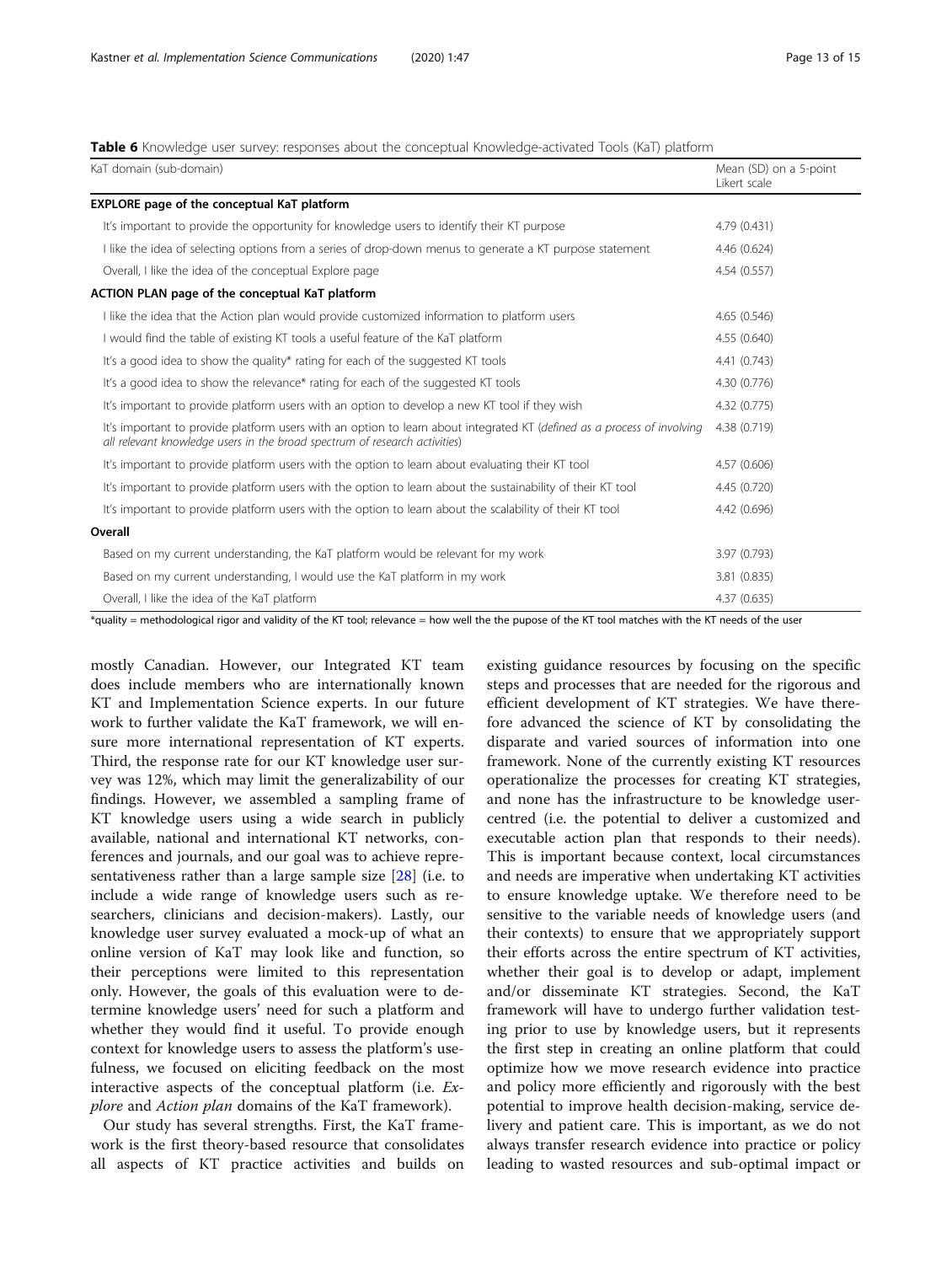**Table 6** Knowledge user survey: responses about the conceptual Knowledge-activated Tools (KaT) platform

| KaT domain (sub-domain) | Mean (SD) on a 5-point Likert scale |
|---|---|
| **EXPLORE page of the conceptual KaT platform** | |
| It's important to provide the opportunity for knowledge users to identify their KT purpose | 4.79 (0.431) |
| I like the idea of selecting options from a series of drop-down menus to generate a KT purpose statement | 4.46 (0.624) |
| Overall, I like the idea of the conceptual Explore page | 4.54 (0.557) |
| **ACTION PLAN page of the conceptual KaT platform** | |
| I like the idea that the Action plan would provide customized information to platform users | 4.65 (0.546) |
| I would find the table of existing KT tools a useful feature of the KaT platform | 4.55 (0.640) |
| It's a good idea to show the quality* rating for each of the suggested KT tools | 4.41 (0.743) |
| It's a good idea to show the relevance* rating for each of the suggested KT tools | 4.30 (0.776) |
| It's important to provide platform users with an option to develop a new KT tool if they wish | 4.32 (0.775) |
| It's important to provide platform users with an option to learn about integrated KT (*defined as a process of involving all relevant knowledge users in the broad spectrum of research activities*) | 4.38 (0.719) |
| It's important to provide platform users with the option to learn about evaluating their KT tool | 4.57 (0.606) |
| It's important to provide platform users with the option to learn about the sustainability of their KT tool | 4.45 (0.720) |
| It's important to provide platform users with the option to learn about the scalability of their KT tool | 4.42 (0.696) |
| **Overall** | |
| Based on my current understanding, the KaT platform would be relevant for my work | 3.97 (0.793) |
| Based on my current understanding, I would use the KaT platform in my work | 3.81 (0.835) |
| Overall, I like the idea of the KaT platform | 4.37 (0.635) |

*quality = methodological rigor and validity of the KT tool; relevance = how well the the pupose of the KT tool matches with the KT needs of the user

mostly Canadian. However, our Integrated KT team does include members who are internationally known KT and Implementation Science experts. In our future work to further validate the KaT framework, we will ensure more international representation of KT experts. Third, the response rate for our KT knowledge user survey was 12%, which may limit the generalizability of our findings. However, we assembled a sampling frame of KT knowledge users using a wide search in publicly available, national and international KT networks, conferences and journals, and our goal was to achieve representativeness rather than a large sample size [28] (i.e. to include a wide range of knowledge users such as researchers, clinicians and decision-makers). Lastly, our knowledge user survey evaluated a mock-up of what an online version of KaT may look like and function, so their perceptions were limited to this representation only. However, the goals of this evaluation were to determine knowledge users' need for such a platform and whether they would find it useful. To provide enough context for knowledge users to assess the platform's usefulness, we focused on eliciting feedback on the most interactive aspects of the conceptual platform (i.e. *Explore* and *Action plan* domains of the KaT framework).

Our study has several strengths. First, the KaT framework is the first theory-based resource that consolidates all aspects of KT practice activities and builds on existing guidance resources by focusing on the specific steps and processes that are needed for the rigorous and efficient development of KT strategies. We have therefore advanced the science of KT by consolidating the disparate and varied sources of information into one framework. None of the currently existing KT resources operationalize the processes for creating KT strategies, and none has the infrastructure to be knowledge user-centred (i.e. the potential to deliver a customized and executable action plan that responds to their needs). This is important because context, local circumstances and needs are imperative when undertaking KT activities to ensure knowledge uptake. We therefore need to be sensitive to the variable needs of knowledge users (and their contexts) to ensure that we appropriately support their efforts across the entire spectrum of KT activities, whether their goal is to develop or adapt, implement and/or disseminate KT strategies. Second, the KaT framework will have to undergo further validation testing prior to use by knowledge users, but it represents the first step in creating an online platform that could optimize how we move research evidence into practice and policy more efficiently and rigorously with the best potential to improve health decision-making, service delivery and patient care. This is important, as we do not always transfer research evidence into practice or policy leading to wasted resources and sub-optimal impact or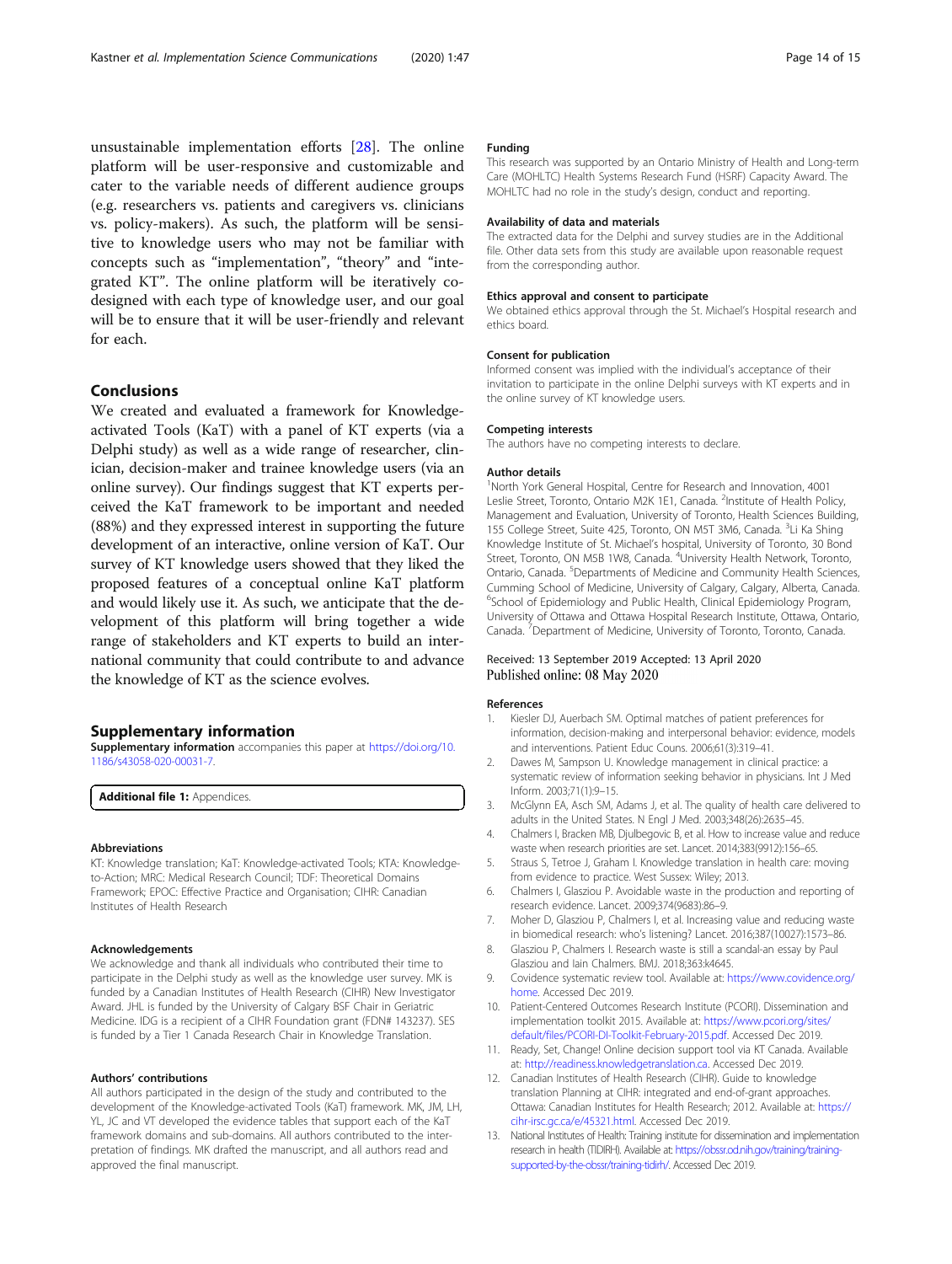unsustainable implementation efforts [28]. The online platform will be user-responsive and customizable and cater to the variable needs of different audience groups (e.g. researchers vs. patients and caregivers vs. clinicians vs. policy-makers). As such, the platform will be sensitive to knowledge users who may not be familiar with concepts such as "implementation", "theory" and "integrated KT". The online platform will be iteratively co-designed with each type of knowledge user, and our goal will be to ensure that it will be user-friendly and relevant for each.

## Conclusions

We created and evaluated a framework for Knowledge-activated Tools (KaT) with a panel of KT experts (via a Delphi study) as well as a wide range of researcher, clinician, decision-maker and trainee knowledge users (via an online survey). Our findings suggest that KT experts perceived the KaT framework to be important and needed (88%) and they expressed interest in supporting the future development of an interactive, online version of KaT. Our survey of KT knowledge users showed that they liked the proposed features of a conceptual online KaT platform and would likely use it. As such, we anticipate that the development of this platform will bring together a wide range of stakeholders and KT experts to build an international community that could contribute to and advance the knowledge of KT as the science evolves.

## Supplementary information

**Supplementary information** accompanies this paper at https://doi.org/10.1186/s43058-020-00031-7.

**Additional file 1:** Appendices.

#### Abbreviations

KT: Knowledge translation; KaT: Knowledge-activated Tools; KTA: Knowledge-to-Action; MRC: Medical Research Council; TDF: Theoretical Domains Framework; EPOC: Effective Practice and Organisation; CIHR: Canadian Institutes of Health Research

#### Acknowledgements

We acknowledge and thank all individuals who contributed their time to participate in the Delphi study as well as the knowledge user survey. MK is funded by a Canadian Institutes of Health Research (CIHR) New Investigator Award. JHL is funded by the University of Calgary BSF Chair in Geriatric Medicine. IDG is a recipient of a CIHR Foundation grant (FDN# 143237). SES is funded by a Tier 1 Canada Research Chair in Knowledge Translation.

#### Authors' contributions

All authors participated in the design of the study and contributed to the development of the Knowledge-activated Tools (KaT) framework. MK, JM, LH, YL, JC and VT developed the evidence tables that support each of the KaT framework domains and sub-domains. All authors contributed to the interpretation of findings. MK drafted the manuscript, and all authors read and approved the final manuscript.

#### Funding

This research was supported by an Ontario Ministry of Health and Long-term Care (MOHLTC) Health Systems Research Fund (HSRF) Capacity Award. The MOHLTC had no role in the study's design, conduct and reporting.

#### Availability of data and materials

The extracted data for the Delphi and survey studies are in the Additional file. Other data sets from this study are available upon reasonable request from the corresponding author.

#### Ethics approval and consent to participate

We obtained ethics approval through the St. Michael's Hospital research and ethics board.

#### Consent for publication

Informed consent was implied with the individual's acceptance of their invitation to participate in the online Delphi surveys with KT experts and in the online survey of KT knowledge users.

#### Competing interests

The authors have no competing interests to declare.

#### Author details

[1]North York General Hospital, Centre for Research and Innovation, 4001 Leslie Street, Toronto, Ontario M2K 1E1, Canada. [2]Institute of Health Policy, Management and Evaluation, University of Toronto, Health Sciences Building, 155 College Street, Suite 425, Toronto, ON M5T 3M6, Canada. [3]Li Ka Shing Knowledge Institute of St. Michael's hospital, University of Toronto, 30 Bond Street, Toronto, ON M5B 1W8, Canada. [4]University Health Network, Toronto, Ontario, Canada. [5]Departments of Medicine and Community Health Sciences, Cumming School of Medicine, University of Calgary, Calgary, Alberta, Canada. [6]School of Epidemiology and Public Health, Clinical Epidemiology Program, University of Ottawa and Ottawa Hospital Research Institute, Ottawa, Ontario, Canada. [7]Department of Medicine, University of Toronto, Toronto, Canada.

Received: 13 September 2019 Accepted: 13 April 2020
Published online: 08 May 2020

#### References

1. Kiesler DJ, Auerbach SM. Optimal matches of patient preferences for information, decision-making and interpersonal behavior: evidence, models and interventions. Patient Educ Couns. 2006;61(3):319–41.
2. Dawes M, Sampson U. Knowledge management in clinical practice: a systematic review of information seeking behavior in physicians. Int J Med Inform. 2003;71(1):9–15.
3. McGlynn EA, Asch SM, Adams J, et al. The quality of health care delivered to adults in the United States. N Engl J Med. 2003;348(26):2635–45.
4. Chalmers I, Bracken MB, Djulbegovic B, et al. How to increase value and reduce waste when research priorities are set. Lancet. 2014;383(9912):156–65.
5. Straus S, Tetroe J, Graham I. Knowledge translation in health care: moving from evidence to practice. West Sussex: Wiley; 2013.
6. Chalmers I, Glasziou P. Avoidable waste in the production and reporting of research evidence. Lancet. 2009;374(9683):86–9.
7. Moher D, Glasziou P, Chalmers I, et al. Increasing value and reducing waste in biomedical research: who's listening? Lancet. 2016;387(10027):1573–86.
8. Glasziou P, Chalmers I. Research waste is still a scandal-an essay by Paul Glasziou and Iain Chalmers. BMJ. 2018;363:k4645.
9. Covidence systematic review tool. Available at: https://www.covidence.org/home. Accessed Dec 2019.
10. Patient-Centered Outcomes Research Institute (PCORI). Dissemination and implementation toolkit 2015. Available at: https://www.pcori.org/sites/default/files/PCORI-DI-Toolkit-February-2015.pdf. Accessed Dec 2019.
11. Ready, Set, Change! Online decision support tool via KT Canada. Available at: http://readiness.knowledgetranslation.ca. Accessed Dec 2019.
12. Canadian Institutes of Health Research (CIHR). Guide to knowledge translation Planning at CIHR: integrated and end-of-grant approaches. Ottawa: Canadian Institutes for Health Research; 2012. Available at: https://cihr-irsc.gc.ca/e/45321.html. Accessed Dec 2019.
13. National Institutes of Health: Training institute for dissemination and implementation research in health (TIDIRH). Available at: https://obssr.od.nih.gov/training/training-supported-by-the-obssr/training-tidirh/. Accessed Dec 2019.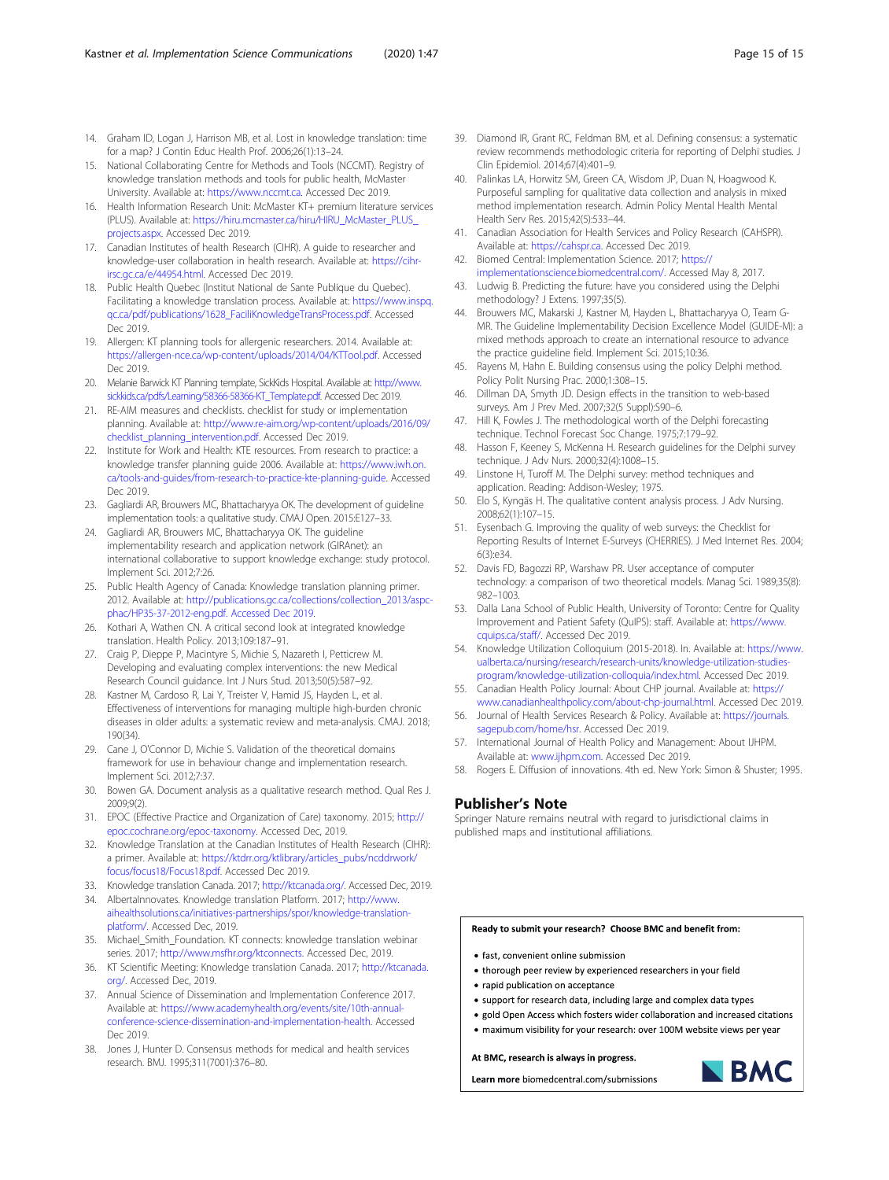14. Graham ID, Logan J, Harrison MB, et al. Lost in knowledge translation: time for a map? J Contin Educ Health Prof. 2006;26(1):13–24.
15. National Collaborating Centre for Methods and Tools (NCCMT). Registry of knowledge translation methods and tools for public health, McMaster University. Available at: https://www.nccmt.ca. Accessed Dec 2019.
16. Health Information Research Unit: McMaster KT+ premium literature services (PLUS). Available at: https://hiru.mcmaster.ca/hiru/HIRU_McMaster_PLUS_projects.aspx. Accessed Dec 2019.
17. Canadian Institutes of health Research (CIHR). A guide to researcher and knowledge-user collaboration in health research. Available at: https://cihr-irsc.gc.ca/e/44954.html. Accessed Dec 2019.
18. Public Health Quebec (Institut National de Sante Publique du Quebec). Facilitating a knowledge translation process. Available at: https://www.inspq.qc.ca/pdf/publications/1628_FaciliKnowledgeTransProcess.pdf. Accessed Dec 2019.
19. Allergen: KT planning tools for allergenic researchers. 2014. Available at: https://allergen-nce.ca/wp-content/uploads/2014/04/KTTool.pdf. Accessed Dec 2019.
20. Melanie Barwick KT Planning template, SickKids Hospital. Available at: http://www.sickkids.ca/pdfs/Learning/58366-58366-KT_Template.pdf. Accessed Dec 2019.
21. RE-AIM measures and checklists. checklist for study or implementation planning. Available at: http://www.re-aim.org/wp-content/uploads/2016/09/checklist_planning_intervention.pdf. Accessed Dec 2019.
22. Institute for Work and Health: KTE resources. From research to practice: a knowledge transfer planning guide 2006. Available at: https://www.iwh.on.ca/tools-and-guides/from-research-to-practice-kte-planning-guide. Accessed Dec 2019.
23. Gagliardi AR, Brouwers MC, Bhattacharyya OK. The development of guideline implementation tools: a qualitative study. CMAJ Open. 2015:E127–33.
24. Gagliardi AR, Brouwers MC, Bhattacharyya OK. The guideline implementability research and application network (GIRAnet): an international collaborative to support knowledge exchange: study protocol. Implement Sci. 2012;7:26.
25. Public Health Agency of Canada: Knowledge translation planning primer. 2012. Available at: http://publications.gc.ca/collections/collection_2013/aspc-phac/HP35-37-2012-eng.pdf. Accessed Dec 2019.
26. Kothari A, Wathen CN. A critical second look at integrated knowledge translation. Health Policy. 2013;109:187–91.
27. Craig P, Dieppe P, Macintyre S, Michie S, Nazareth I, Petticrew M. Developing and evaluating complex interventions: the new Medical Research Council guidance. Int J Nurs Stud. 2013;50(5):587–92.
28. Kastner M, Cardoso R, Lai Y, Treister V, Hamid JS, Hayden L, et al. Effectiveness of interventions for managing multiple high-burden chronic diseases in older adults: a systematic review and meta-analysis. CMAJ. 2018; 190(34).
29. Cane J, O'Connor D, Michie S. Validation of the theoretical domains framework for use in behaviour change and implementation research. Implement Sci. 2012;7:37.
30. Bowen GA. Document analysis as a qualitative research method. Qual Res J. 2009;9(2).
31. EPOC (Effective Practice and Organization of Care) taxonomy. 2015; http://epoc.cochrane.org/epoc-taxonomy. Accessed Dec, 2019.
32. Knowledge Translation at the Canadian Institutes of Health Research (CIHR): a primer. Available at: https://ktdrr.org/ktlibrary/articles_pubs/ncddrwork/focus/focus18/Focus18.pdf. Accessed Dec 2019.
33. Knowledge translation Canada. 2017; http://ktcanada.org/. Accessed Dec, 2019.
34. AlbertaInnovates. Knowledge translation Platform. 2017; http://www.aihealthsolutions.ca/initiatives-partnerships/spor/knowledge-translation-platform/. Accessed Dec, 2019.
35. Michael_Smith_Foundation. KT connects: knowledge translation webinar series. 2017; http://www.msfhr.org/ktconnects. Accessed Dec, 2019.
36. KT Scientific Meeting: Knowledge translation Canada. 2017; http://ktcanada.org/. Accessed Dec, 2019.
37. Annual Science of Dissemination and Implementation Conference 2017. Available at: https://www.academyhealth.org/events/site/10th-annual-conference-science-dissemination-and-implementation-health. Accessed Dec 2019.
38. Jones J, Hunter D. Consensus methods for medical and health services research. BMJ. 1995;311(7001):376–80.
39. Diamond IR, Grant RC, Feldman BM, et al. Defining consensus: a systematic review recommends methodologic criteria for reporting of Delphi studies. J Clin Epidemiol. 2014;67(4):401–9.
40. Palinkas LA, Horwitz SM, Green CA, Wisdom JP, Duan N, Hoagwood K. Purposeful sampling for qualitative data collection and analysis in mixed method implementation research. Admin Policy Mental Health Mental Health Serv Res. 2015;42(5):533–44.
41. Canadian Association for Health Services and Policy Research (CAHSPR). Available at: https://cahspr.ca. Accessed Dec 2019.
42. Biomed Central: Implementation Science. 2017; https://implementationscience.biomedcentral.com/. Accessed May 8, 2017.
43. Ludwig B. Predicting the future: have you considered using the Delphi methodology? J Extens. 1997;35(5).
44. Brouwers MC, Makarski J, Kastner M, Hayden L, Bhattacharyya O, Team G-MR. The Guideline Implementability Decision Excellence Model (GUIDE-M): a mixed methods approach to create an international resource to advance the practice guideline field. Implement Sci. 2015;10:36.
45. Rayens M, Hahn E. Building consensus using the policy Delphi method. Policy Polit Nursing Prac. 2000;1:308–15.
46. Dillman DA, Smyth JD. Design effects in the transition to web-based surveys. Am J Prev Med. 2007;32(5 Suppl):S90–6.
47. Hill K, Fowles J. The methodological worth of the Delphi forecasting technique. Technol Forecast Soc Change. 1975;7:179–92.
48. Hasson F, Keeney S, McKenna H. Research guidelines for the Delphi survey technique. J Adv Nurs. 2000;32(4):1008–15.
49. Linstone H, Turoff M. The Delphi survey: method techniques and application. Reading: Addison-Wesley; 1975.
50. Elo S, Kyngäs H. The qualitative content analysis process. J Adv Nursing. 2008;62(1):107–15.
51. Eysenbach G. Improving the quality of web surveys: the Checklist for Reporting Results of Internet E-Surveys (CHERRIES). J Med Internet Res. 2004; 6(3):e34.
52. Davis FD, Bagozzi RP, Warshaw PR. User acceptance of computer technology: a comparison of two theoretical models. Manag Sci. 1989;35(8): 982–1003.
53. Dalla Lana School of Public Health, University of Toronto: Centre for Quality Improvement and Patient Safety (QuIPS): staff. Available at: https://www.cquips.ca/staff/. Accessed Dec 2019.
54. Knowledge Utilization Colloquium (2015-2018). In. Available at: https://www.ualberta.ca/nursing/research/research-units/knowledge-utilization-studies-program/knowledge-utilization-colloquia/index.html. Accessed Dec 2019.
55. Canadian Health Policy Journal: About CHP journal. Available at: https://www.canadianhealthpolicy.com/about-chp-journal.html. Accessed Dec 2019.
56. Journal of Health Services Research & Policy. Available at: https://journals.sagepub.com/home/hsr. Accessed Dec 2019.
57. International Journal of Health Policy and Management: About IJHPM. Available at: www.ijhpm.com. Accessed Dec 2019.
58. Rogers E. Diffusion of innovations. 4th ed. New York: Simon & Shuster; 1995.

## Publisher's Note

Springer Nature remains neutral with regard to jurisdictional claims in published maps and institutional affiliations.

**Ready to submit your research? Choose BMC and benefit from:**

- fast, convenient online submission
- thorough peer review by experienced researchers in your field
- rapid publication on acceptance
- support for research data, including large and complex data types
- gold Open Access which fosters wider collaboration and increased citations
- maximum visibility for your research: over 100M website views per year

**At BMC, research is always in progress.**

**Learn more** biomedcentral.com/submissions

BMC